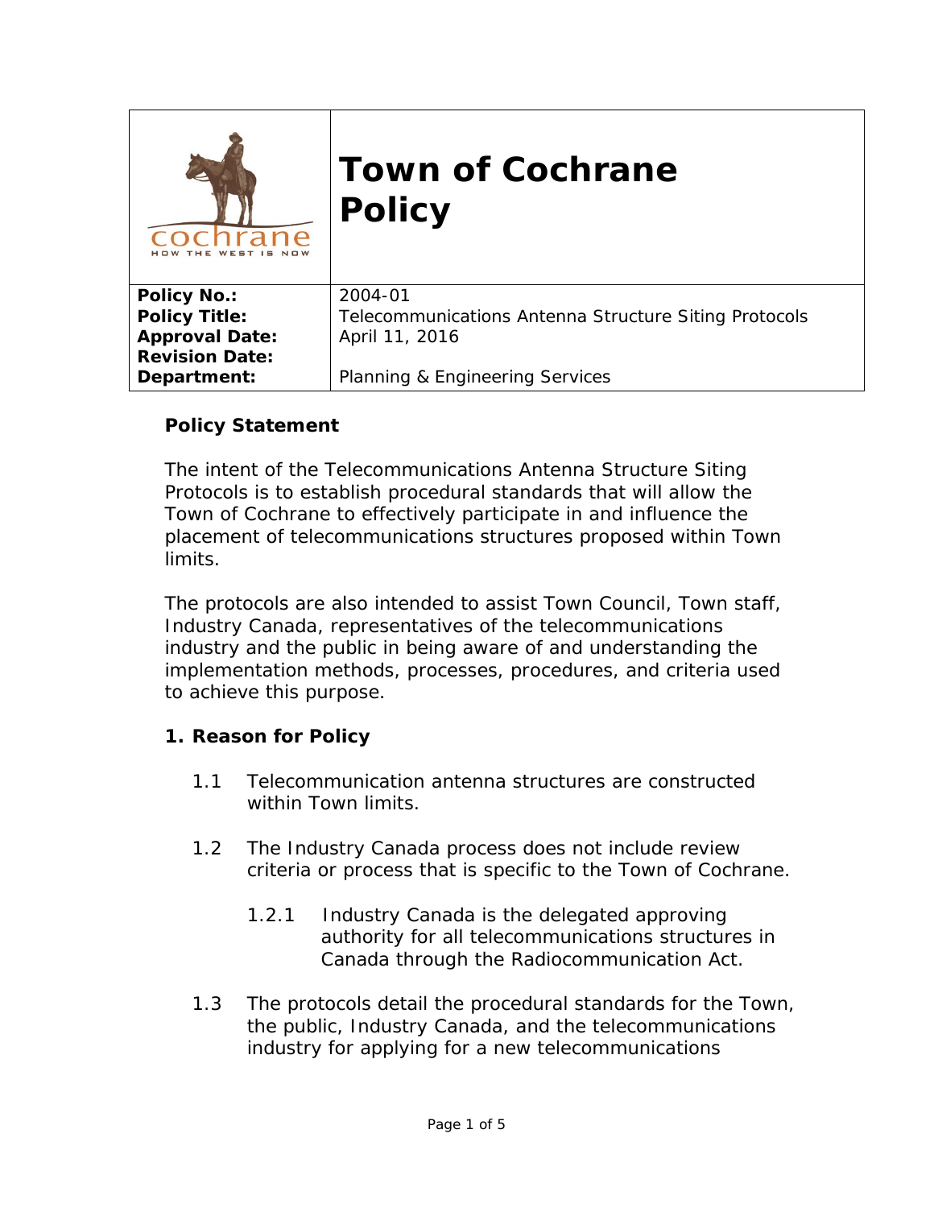# Town of Cochrane Policy

| | |
|---|---|
| **Policy No.:** | 2004-01 |
| **Policy Title:** | Telecommunications Antenna Structure Siting Protocols |
| **Approval Date:** | April 11, 2016 |
| **Revision Date:** | |
| **Department:** | Planning & Engineering Services |

## Policy Statement

The intent of the Telecommunications Antenna Structure Siting Protocols is to establish procedural standards that will allow the Town of Cochrane to effectively participate in and influence the placement of telecommunications structures proposed within Town limits.

The protocols are also intended to assist Town Council, Town staff, Industry Canada, representatives of the telecommunications industry and the public in being aware of and understanding the implementation methods, processes, procedures, and criteria used to achieve this purpose.

## 1. Reason for Policy

1.1 Telecommunication antenna structures are constructed within Town limits.

1.2 The Industry Canada process does not include review criteria or process that is specific to the Town of Cochrane.

1.2.1 Industry Canada is the delegated approving authority for all telecommunications structures in Canada through the Radiocommunication Act.

1.3 The protocols detail the procedural standards for the Town, the public, Industry Canada, and the telecommunications industry for applying for a new telecommunications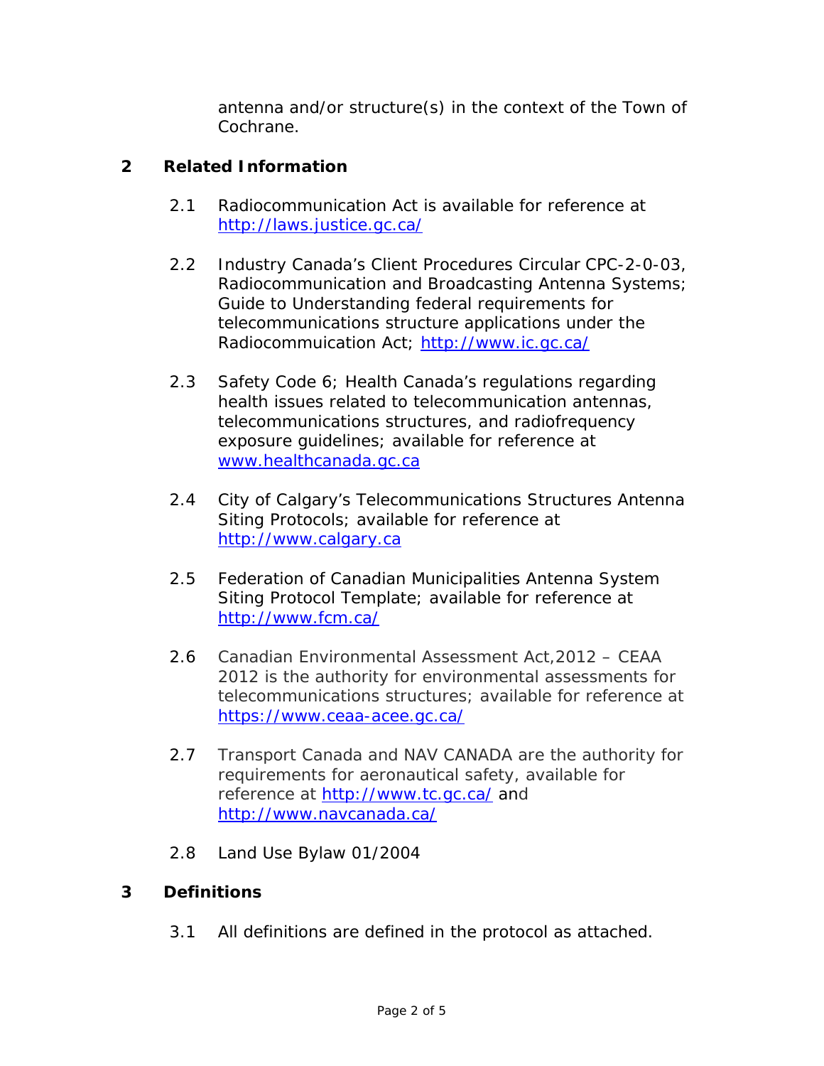antenna and/or structure(s) in the context of the Town of Cochrane.

## 2 Related Information

2.1 Radiocommunication Act is available for reference at http://laws.justice.gc.ca/

2.2 Industry Canada's Client Procedures Circular CPC-2-0-03, Radiocommunication and Broadcasting Antenna Systems; Guide to Understanding federal requirements for telecommunications structure applications under the Radiocommuication Act; http://www.ic.gc.ca/

2.3 Safety Code 6; Health Canada's regulations regarding health issues related to telecommunication antennas, telecommunications structures, and radiofrequency exposure guidelines; available for reference at www.healthcanada.gc.ca

2.4 City of Calgary's Telecommunications Structures Antenna Siting Protocols; available for reference at http://www.calgary.ca

2.5 Federation of Canadian Municipalities Antenna System Siting Protocol Template; available for reference at http://www.fcm.ca/

2.6 Canadian Environmental Assessment Act,2012 – CEAA 2012 is the authority for environmental assessments for telecommunications structures; available for reference at https://www.ceaa-acee.gc.ca/

2.7 Transport Canada and NAV CANADA are the authority for requirements for aeronautical safety, available for reference at http://www.tc.gc.ca/ and http://www.navcanada.ca/

2.8 Land Use Bylaw 01/2004

## 3 Definitions

3.1 All definitions are defined in the protocol as attached.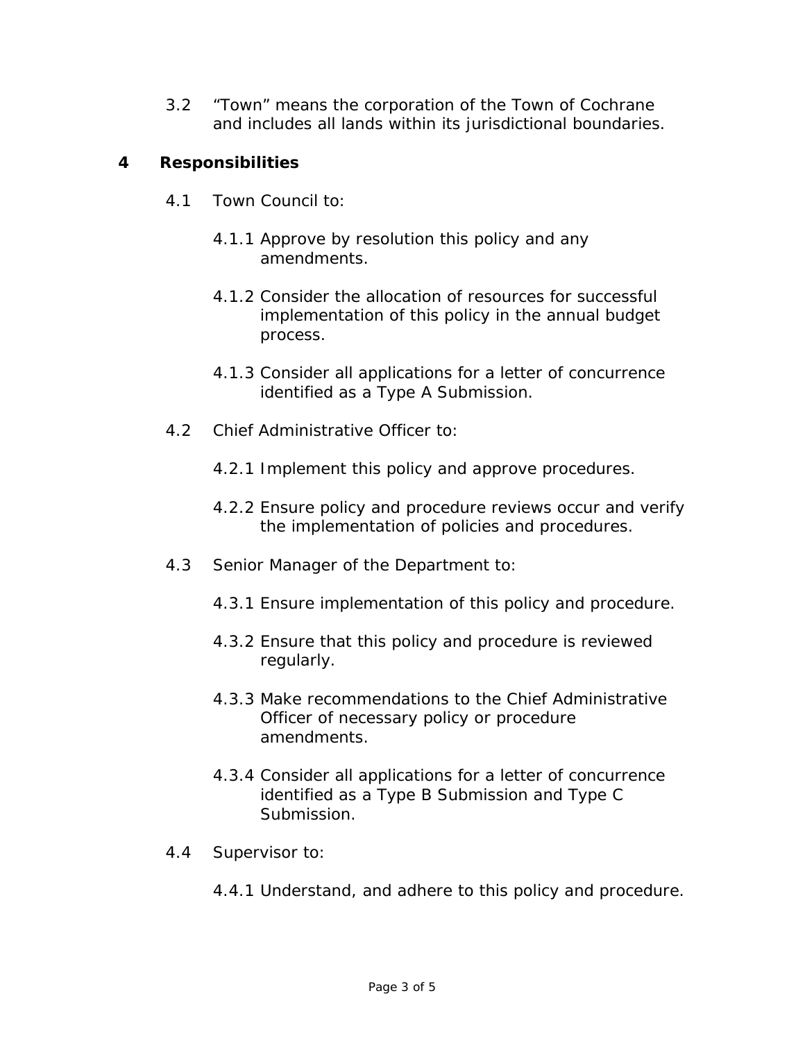3.2 “Town” means the corporation of the Town of Cochrane and includes all lands within its jurisdictional boundaries.

## 4 Responsibilities

4.1 Town Council to:

4.1.1 Approve by resolution this policy and any amendments.

4.1.2 Consider the allocation of resources for successful implementation of this policy in the annual budget process.

4.1.3 Consider all applications for a letter of concurrence identified as a Type A Submission.

4.2 Chief Administrative Officer to:

4.2.1 Implement this policy and approve procedures.

4.2.2 Ensure policy and procedure reviews occur and verify the implementation of policies and procedures.

4.3 Senior Manager of the Department to:

4.3.1 Ensure implementation of this policy and procedure.

4.3.2 Ensure that this policy and procedure is reviewed regularly.

4.3.3 Make recommendations to the Chief Administrative Officer of necessary policy or procedure amendments.

4.3.4 Consider all applications for a letter of concurrence identified as a Type B Submission and Type C Submission.

4.4 Supervisor to:

4.4.1 Understand, and adhere to this policy and procedure.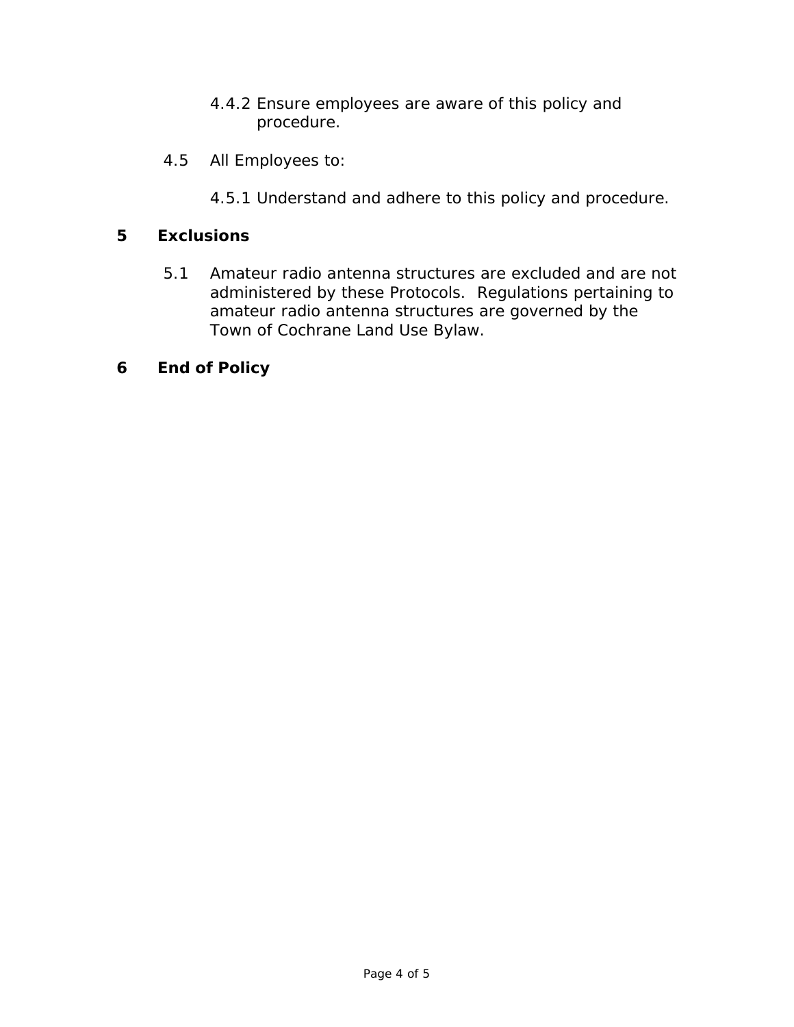4.4.2 Ensure employees are aware of this policy and procedure.

4.5 All Employees to:

4.5.1 Understand and adhere to this policy and procedure.

## 5 Exclusions

5.1 Amateur radio antenna structures are excluded and are not administered by these Protocols. Regulations pertaining to amateur radio antenna structures are governed by the Town of Cochrane Land Use Bylaw.

## 6 End of Policy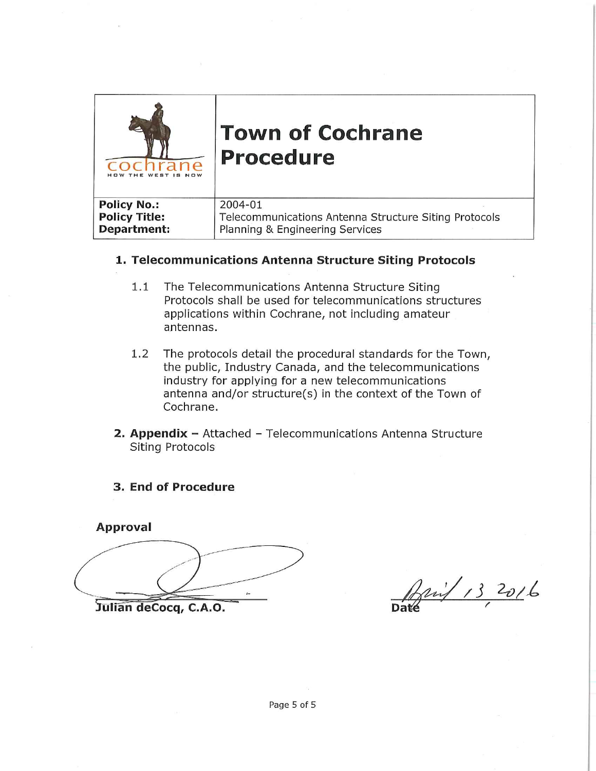| cochrane HOW THE WEST IS NOW | # Town of Cochrane Procedure |
|---|---|
| **Policy No.:** | 2004-01 |
| **Policy Title:** | Telecommunications Antenna Structure Siting Protocols |
| **Department:** | Planning & Engineering Services |

## 1. Telecommunications Antenna Structure Siting Protocols

1.1 The Telecommunications Antenna Structure Siting Protocols shall be used for telecommunications structures applications within Cochrane, not including amateur antennas.

1.2 The protocols detail the procedural standards for the Town, the public, Industry Canada, and the telecommunications industry for applying for a new telecommunications antenna and/or structure(s) in the context of the Town of Cochrane.

## 2. Appendix – Attached – Telecommunications Antenna Structure Siting Protocols

## 3. End of Procedure

**Approval**

Julian deCocq, C.A.O.

April 13, 2016
Date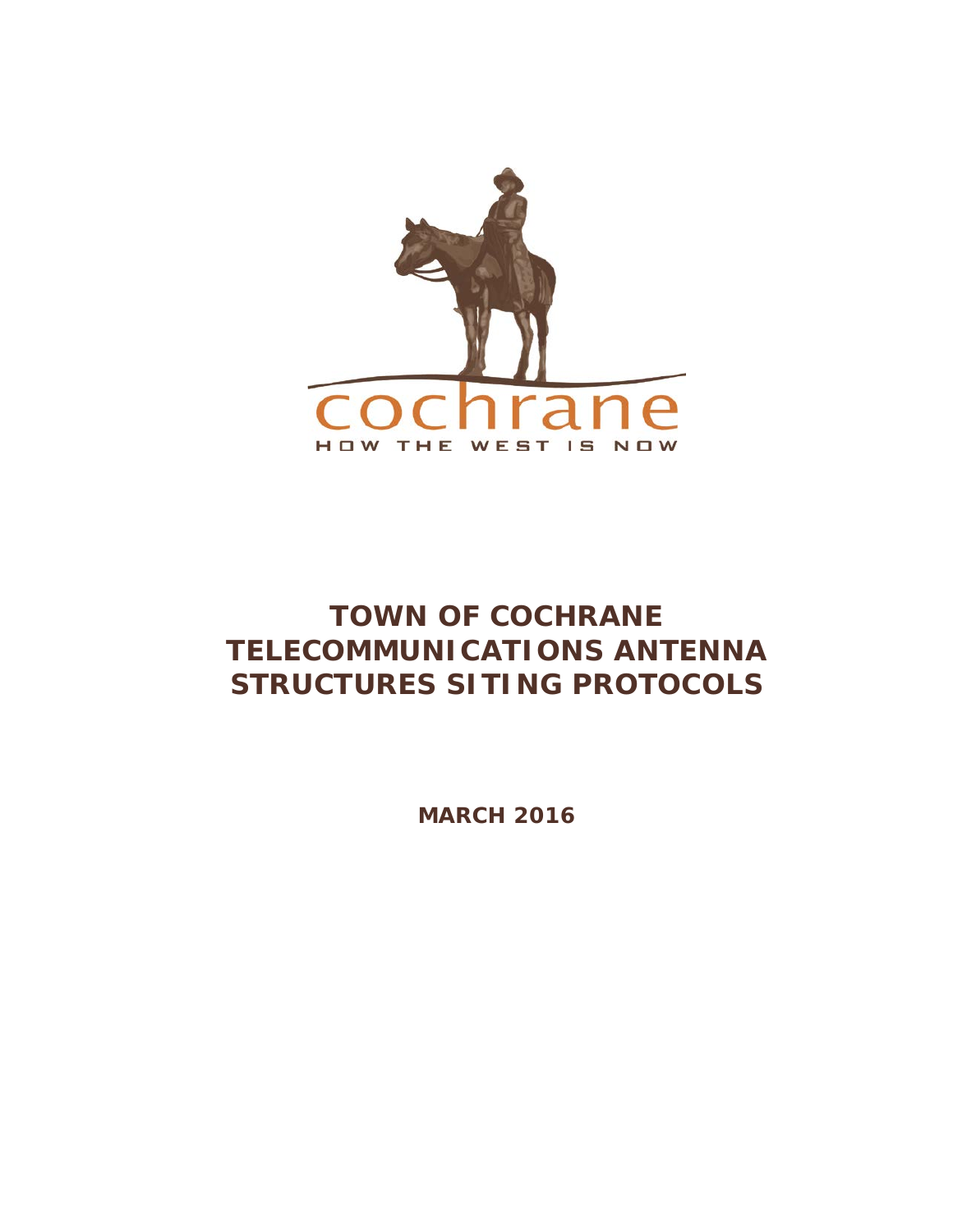cochrane

HOW THE WEST IS NOW

# TOWN OF COCHRANE TELECOMMUNICATIONS ANTENNA STRUCTURES SITING PROTOCOLS

**MARCH 2016**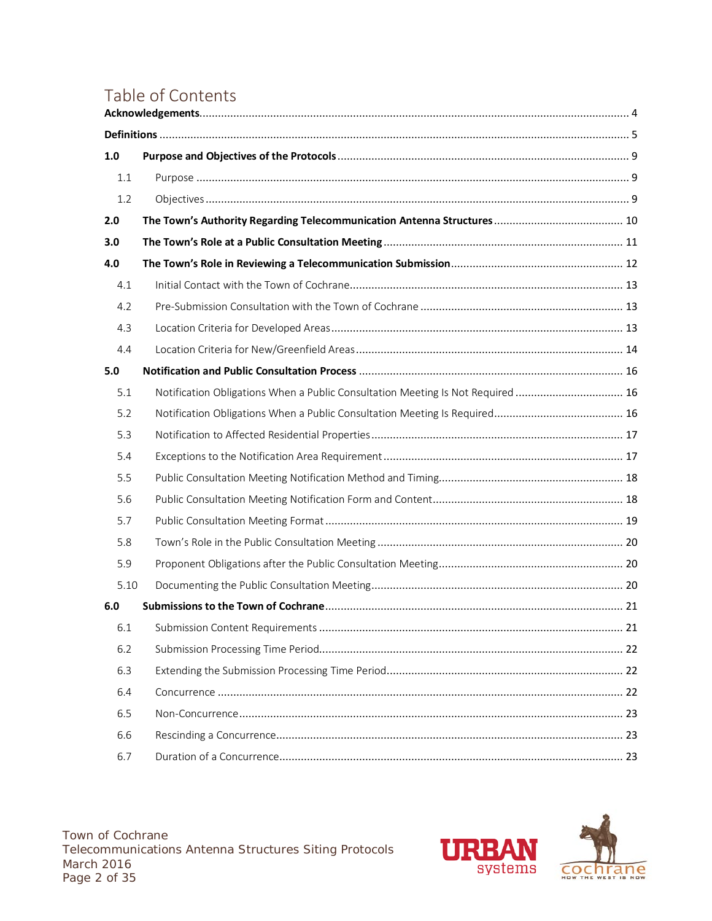# Table of Contents

**Acknowledgements** ........ 4

**Definitions** ........ 5

**1.0 Purpose and Objectives of the Protocols** ........ 9

- 1.1 Purpose ........ 9
- 1.2 Objectives ........ 9

**2.0 The Town's Authority Regarding Telecommunication Antenna Structures** ........ 10

**3.0 The Town's Role at a Public Consultation Meeting** ........ 11

**4.0 The Town's Role in Reviewing a Telecommunication Submission** ........ 12

- 4.1 Initial Contact with the Town of Cochrane ........ 13
- 4.2 Pre-Submission Consultation with the Town of Cochrane ........ 13
- 4.3 Location Criteria for Developed Areas ........ 13
- 4.4 Location Criteria for New/Greenfield Areas ........ 14

**5.0 Notification and Public Consultation Process** ........ 16

- 5.1 Notification Obligations When a Public Consultation Meeting Is Not Required ........ 16
- 5.2 Notification Obligations When a Public Consultation Meeting Is Required ........ 16
- 5.3 Notification to Affected Residential Properties ........ 17
- 5.4 Exceptions to the Notification Area Requirement ........ 17
- 5.5 Public Consultation Meeting Notification Method and Timing ........ 18
- 5.6 Public Consultation Meeting Notification Form and Content ........ 18
- 5.7 Public Consultation Meeting Format ........ 19
- 5.8 Town's Role in the Public Consultation Meeting ........ 20
- 5.9 Proponent Obligations after the Public Consultation Meeting ........ 20
- 5.10 Documenting the Public Consultation Meeting ........ 20

**6.0 Submissions to the Town of Cochrane** ........ 21

- 6.1 Submission Content Requirements ........ 21
- 6.2 Submission Processing Time Period ........ 22
- 6.3 Extending the Submission Processing Time Period ........ 22
- 6.4 Concurrence ........ 22
- 6.5 Non-Concurrence ........ 23
- 6.6 Rescinding a Concurrence ........ 23
- 6.7 Duration of a Concurrence ........ 23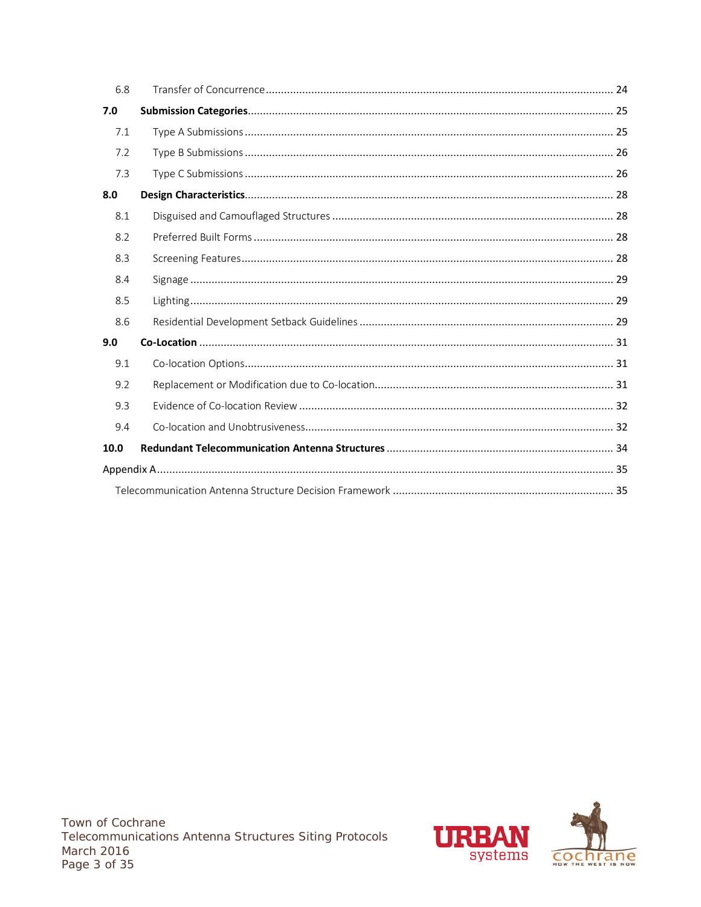| | | |
|---|---|---|
| 6.8 | Transfer of Concurrence | 24 |
| **7.0** | **Submission Categories** | 25 |
| 7.1 | Type A Submissions | 25 |
| 7.2 | Type B Submissions | 26 |
| 7.3 | Type C Submissions | 26 |
| **8.0** | **Design Characteristics** | 28 |
| 8.1 | Disguised and Camouflaged Structures | 28 |
| 8.2 | Preferred Built Forms | 28 |
| 8.3 | Screening Features | 28 |
| 8.4 | Signage | 29 |
| 8.5 | Lighting | 29 |
| 8.6 | Residential Development Setback Guidelines | 29 |
| **9.0** | **Co-Location** | 31 |
| 9.1 | Co-location Options | 31 |
| 9.2 | Replacement or Modification due to Co-location | 31 |
| 9.3 | Evidence of Co-location Review | 32 |
| 9.4 | Co-location and Unobtrusiveness | 32 |
| **10.0** | **Redundant Telecommunication Antenna Structures** | 34 |
| Appendix A | | 35 |
| | Telecommunication Antenna Structure Decision Framework | 35 |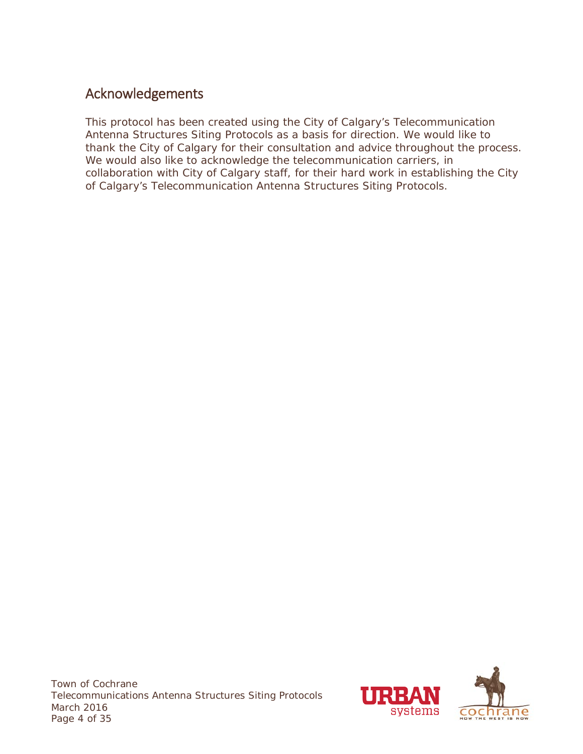## Acknowledgements

This protocol has been created using the City of Calgary's Telecommunication Antenna Structures Siting Protocols as a basis for direction. We would like to thank the City of Calgary for their consultation and advice throughout the process. We would also like to acknowledge the telecommunication carriers, in collaboration with City of Calgary staff, for their hard work in establishing the City of Calgary's Telecommunication Antenna Structures Siting Protocols.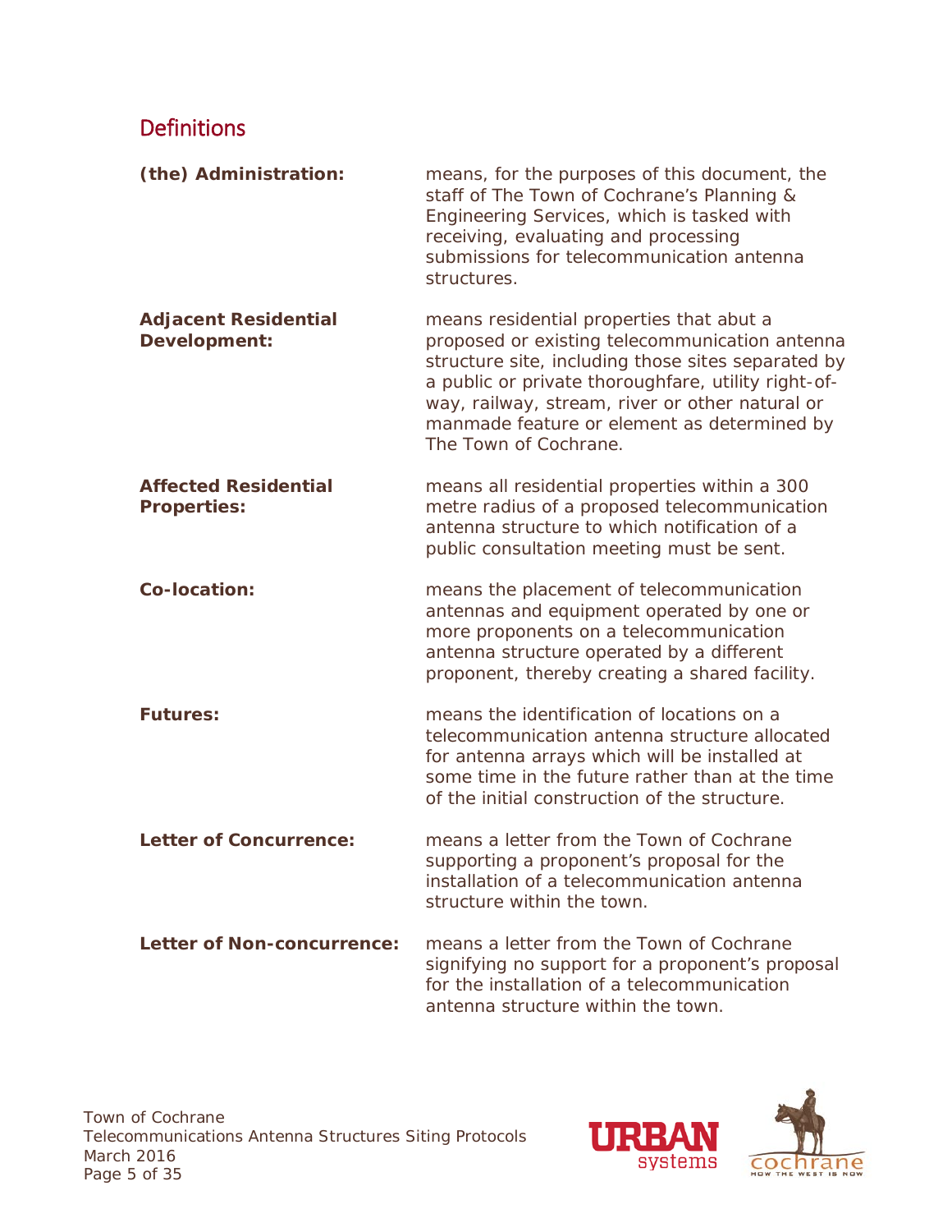## Definitions

**(the) Administration:** means, for the purposes of this document, the staff of The Town of Cochrane's Planning & Engineering Services, which is tasked with receiving, evaluating and processing submissions for telecommunication antenna structures.

**Adjacent Residential Development:** means residential properties that abut a proposed or existing telecommunication antenna structure site, including those sites separated by a public or private thoroughfare, utility right-of-way, railway, stream, river or other natural or manmade feature or element as determined by The Town of Cochrane.

**Affected Residential Properties:** means all residential properties within a 300 metre radius of a proposed telecommunication antenna structure to which notification of a public consultation meeting must be sent.

**Co-location:** means the placement of telecommunication antennas and equipment operated by one or more proponents on a telecommunication antenna structure operated by a different proponent, thereby creating a shared facility.

**Futures:** means the identification of locations on a telecommunication antenna structure allocated for antenna arrays which will be installed at some time in the future rather than at the time of the initial construction of the structure.

**Letter of Concurrence:** means a letter from the Town of Cochrane supporting a proponent's proposal for the installation of a telecommunication antenna structure within the town.

**Letter of Non-concurrence:** means a letter from the Town of Cochrane signifying no support for a proponent's proposal for the installation of a telecommunication antenna structure within the town.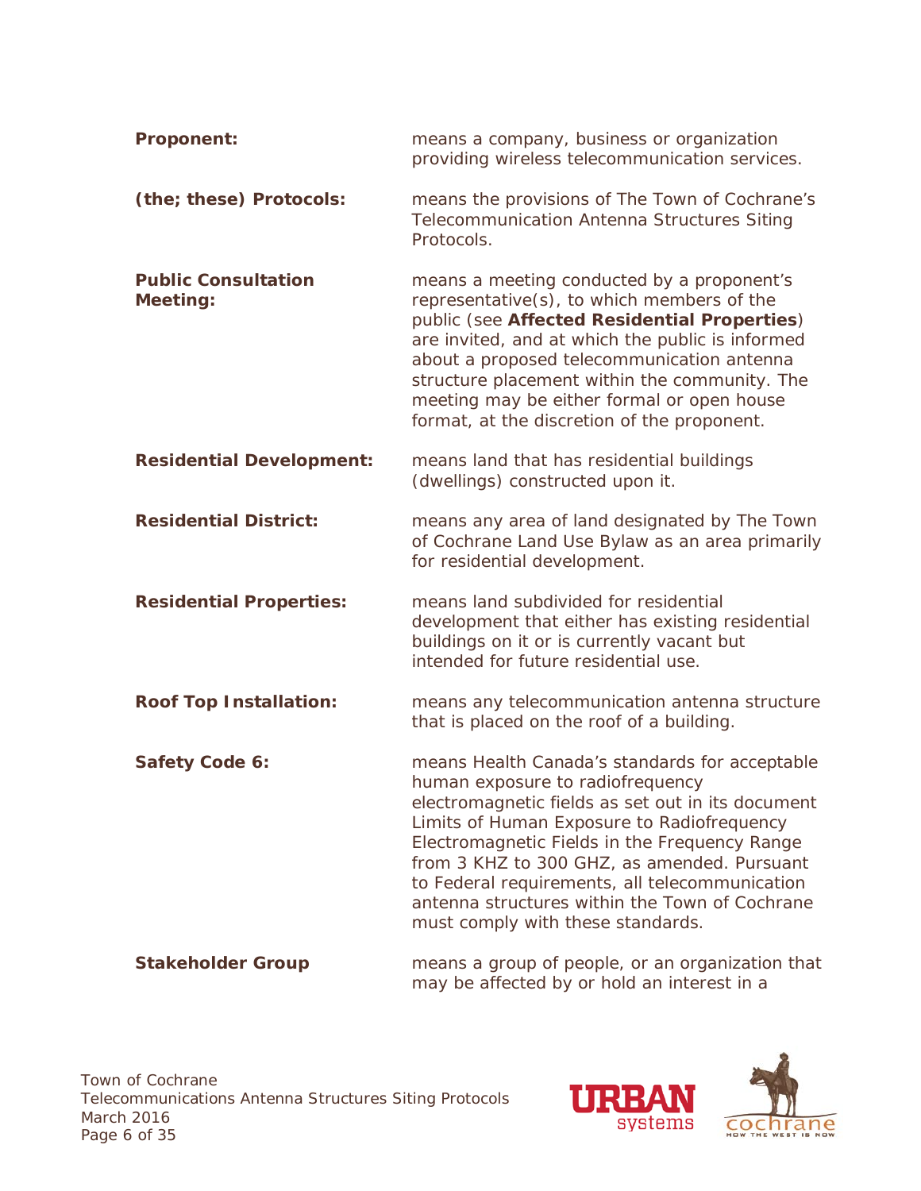**Proponent:** means a company, business or organization providing wireless telecommunication services.

**(the; these) Protocols:** means the provisions of The Town of Cochrane's Telecommunication Antenna Structures Siting Protocols.

**Public Consultation Meeting:** means a meeting conducted by a proponent's representative(s), to which members of the public (see **Affected Residential Properties**) are invited, and at which the public is informed about a proposed telecommunication antenna structure placement within the community. The meeting may be either formal or open house format, at the discretion of the proponent.

**Residential Development:** means land that has residential buildings (dwellings) constructed upon it.

**Residential District:** means any area of land designated by The Town of Cochrane Land Use Bylaw as an area primarily for residential development.

**Residential Properties:** means land subdivided for residential development that either has existing residential buildings on it or is currently vacant but intended for future residential use.

**Roof Top Installation:** means any telecommunication antenna structure that is placed on the roof of a building.

**Safety Code 6:** means Health Canada's standards for acceptable human exposure to radiofrequency electromagnetic fields as set out in its document Limits of Human Exposure to Radiofrequency Electromagnetic Fields in the Frequency Range from 3 KHZ to 300 GHZ, as amended. Pursuant to Federal requirements, all telecommunication antenna structures within the Town of Cochrane must comply with these standards.

**Stakeholder Group** means a group of people, or an organization that may be affected by or hold an interest in a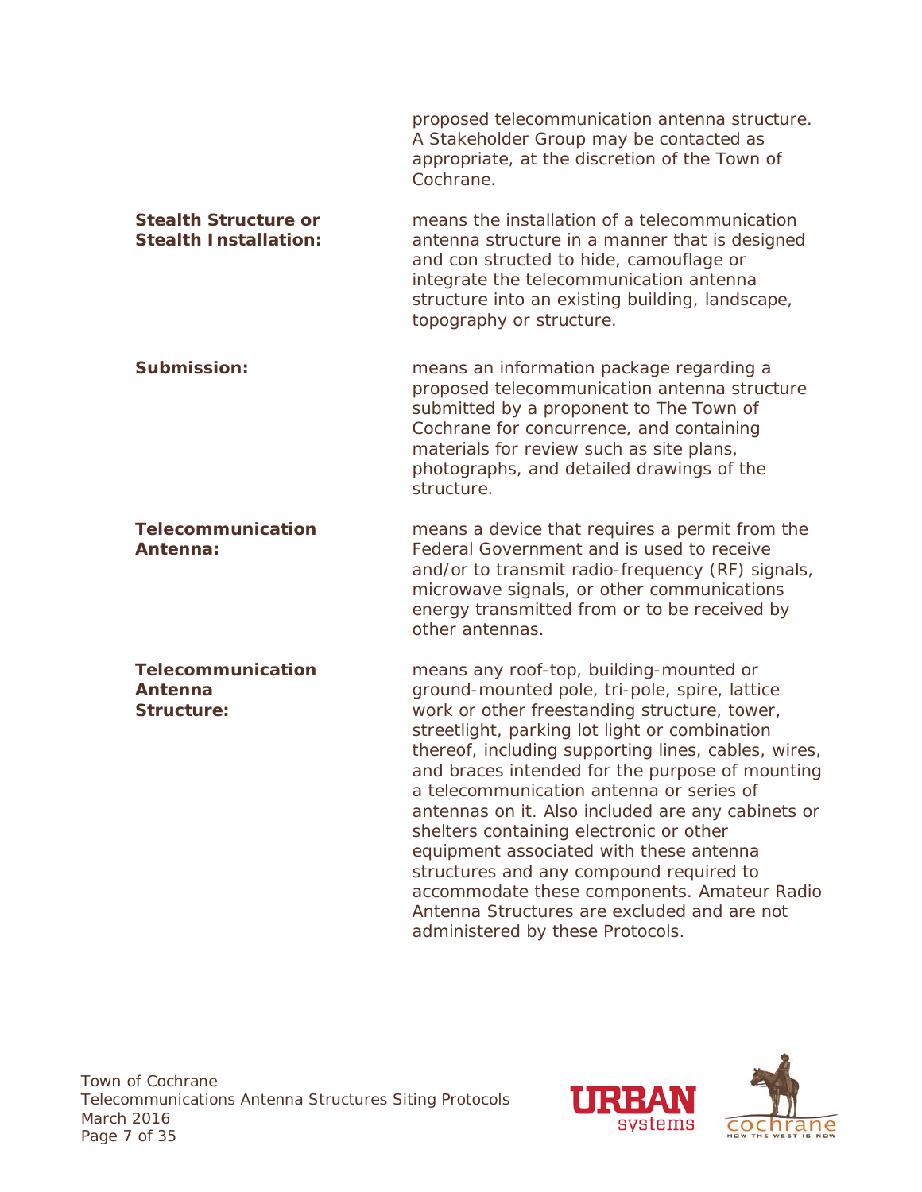proposed telecommunication antenna structure. A Stakeholder Group may be contacted as appropriate, at the discretion of the Town of Cochrane.

**Stealth Structure or Stealth Installation:** means the installation of a telecommunication antenna structure in a manner that is designed and con structed to hide, camouflage or integrate the telecommunication antenna structure into an existing building, landscape, topography or structure.

**Submission:** means an information package regarding a proposed telecommunication antenna structure submitted by a proponent to The Town of Cochrane for concurrence, and containing materials for review such as site plans, photographs, and detailed drawings of the structure.

**Telecommunication Antenna:** means a device that requires a permit from the Federal Government and is used to receive and/or to transmit radio-frequency (RF) signals, microwave signals, or other communications energy transmitted from or to be received by other antennas.

**Telecommunication Antenna Structure:** means any roof-top, building-mounted or ground-mounted pole, tri-pole, spire, lattice work or other freestanding structure, tower, streetlight, parking lot light or combination thereof, including supporting lines, cables, wires, and braces intended for the purpose of mounting a telecommunication antenna or series of antennas on it. Also included are any cabinets or shelters containing electronic or other equipment associated with these antenna structures and any compound required to accommodate these components. Amateur Radio Antenna Structures are excluded and are not administered by these Protocols.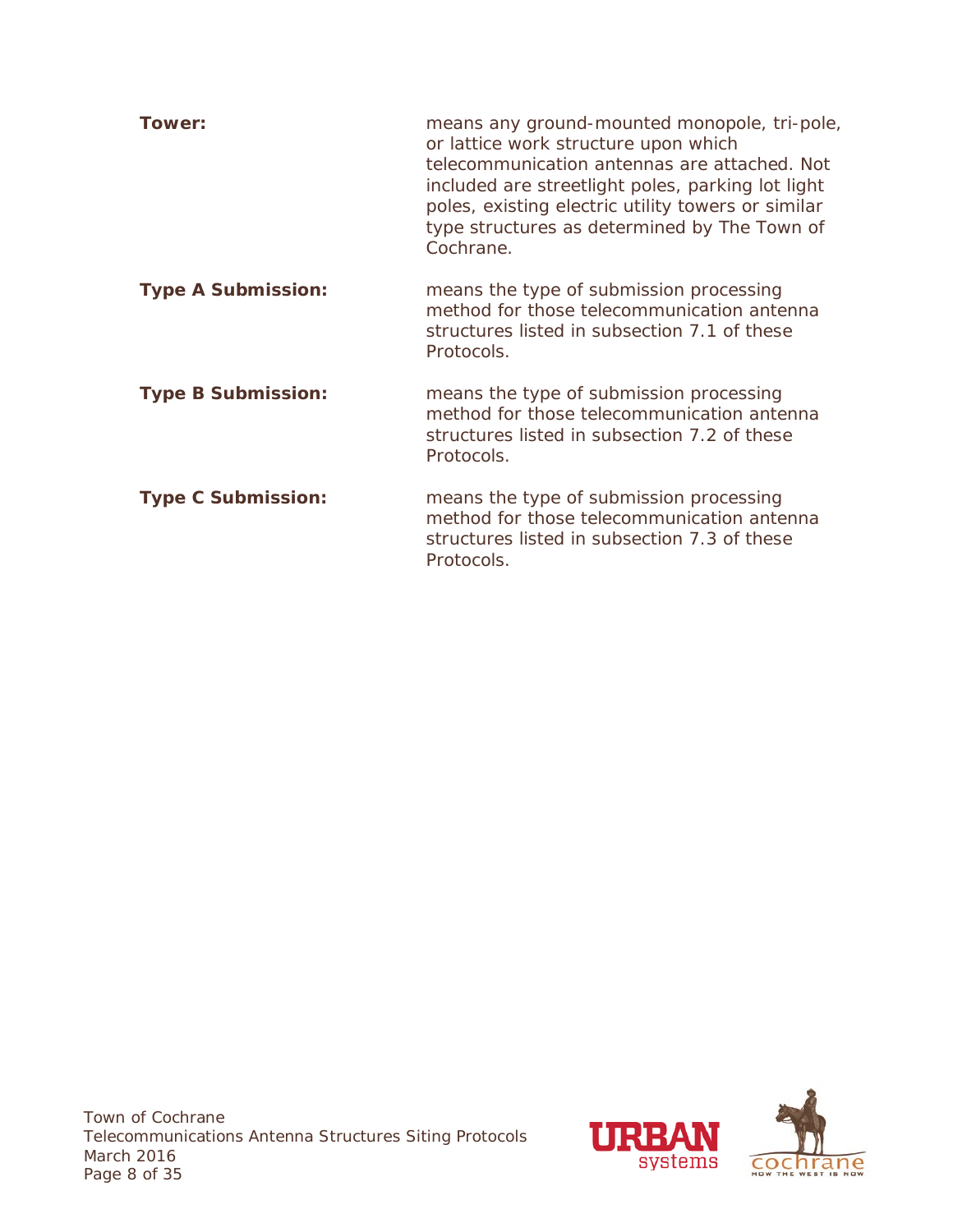**Tower:** means any ground-mounted monopole, tri-pole, or lattice work structure upon which telecommunication antennas are attached. Not included are streetlight poles, parking lot light poles, existing electric utility towers or similar type structures as determined by The Town of Cochrane.

**Type A Submission:** means the type of submission processing method for those telecommunication antenna structures listed in subsection 7.1 of these Protocols.

**Type B Submission:** means the type of submission processing method for those telecommunication antenna structures listed in subsection 7.2 of these Protocols.

**Type C Submission:** means the type of submission processing method for those telecommunication antenna structures listed in subsection 7.3 of these Protocols.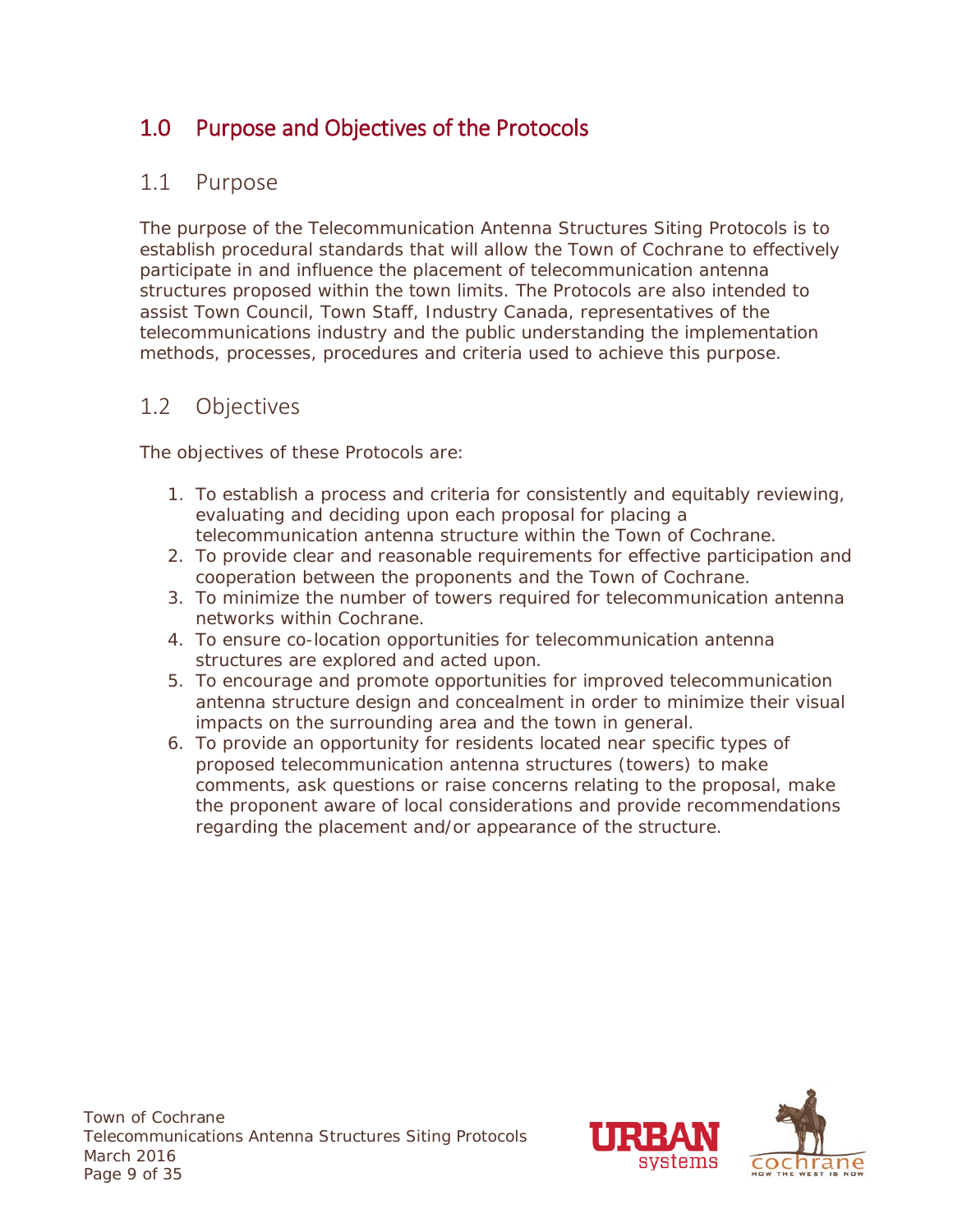# 1.0 Purpose and Objectives of the Protocols

## 1.1 Purpose

The purpose of the Telecommunication Antenna Structures Siting Protocols is to establish procedural standards that will allow the Town of Cochrane to effectively participate in and influence the placement of telecommunication antenna structures proposed within the town limits. The Protocols are also intended to assist Town Council, Town Staff, Industry Canada, representatives of the telecommunications industry and the public understanding the implementation methods, processes, procedures and criteria used to achieve this purpose.

## 1.2 Objectives

The objectives of these Protocols are:

1. To establish a process and criteria for consistently and equitably reviewing, evaluating and deciding upon each proposal for placing a telecommunication antenna structure within the Town of Cochrane.
2. To provide clear and reasonable requirements for effective participation and cooperation between the proponents and the Town of Cochrane.
3. To minimize the number of towers required for telecommunication antenna networks within Cochrane.
4. To ensure co-location opportunities for telecommunication antenna structures are explored and acted upon.
5. To encourage and promote opportunities for improved telecommunication antenna structure design and concealment in order to minimize their visual impacts on the surrounding area and the town in general.
6. To provide an opportunity for residents located near specific types of proposed telecommunication antenna structures (towers) to make comments, ask questions or raise concerns relating to the proposal, make the proponent aware of local considerations and provide recommendations regarding the placement and/or appearance of the structure.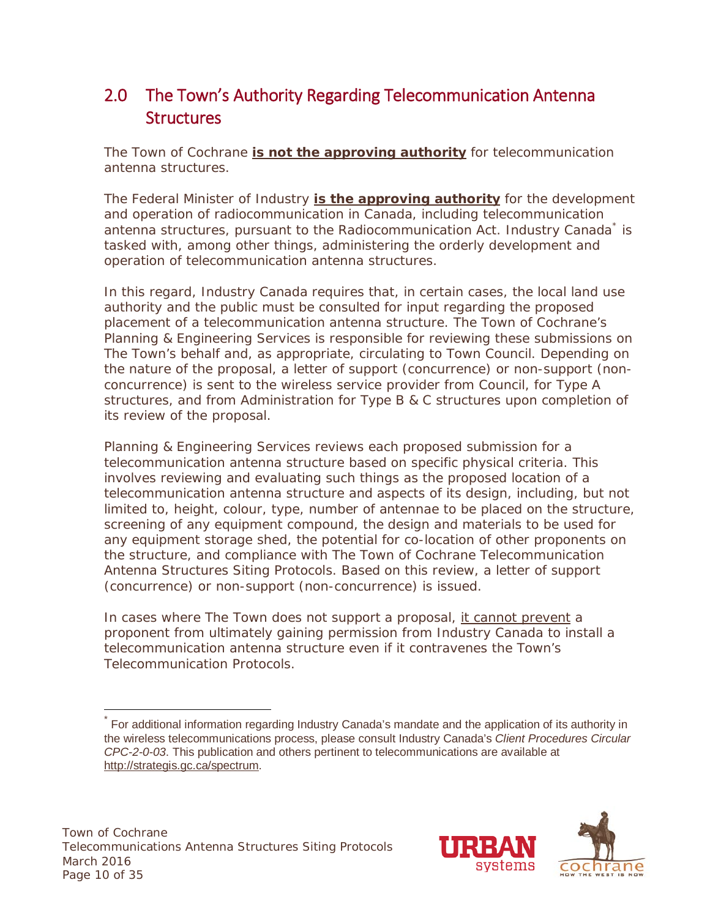## 2.0 The Town's Authority Regarding Telecommunication Antenna Structures

The Town of Cochrane **is not the approving authority** for telecommunication antenna structures.

The Federal Minister of Industry **is the approving authority** for the development and operation of radiocommunication in Canada, including telecommunication antenna structures, pursuant to the Radiocommunication Act. Industry Canada[*] is tasked with, among other things, administering the orderly development and operation of telecommunication antenna structures.

In this regard, Industry Canada requires that, in certain cases, the local land use authority and the public must be consulted for input regarding the proposed placement of a telecommunication antenna structure. The Town of Cochrane's Planning & Engineering Services is responsible for reviewing these submissions on The Town's behalf and, as appropriate, circulating to Town Council. Depending on the nature of the proposal, a letter of support (concurrence) or non-support (non-concurrence) is sent to the wireless service provider from Council, for Type A structures, and from Administration for Type B & C structures upon completion of its review of the proposal.

Planning & Engineering Services reviews each proposed submission for a telecommunication antenna structure based on specific physical criteria. This involves reviewing and evaluating such things as the proposed location of a telecommunication antenna structure and aspects of its design, including, but not limited to, height, colour, type, number of antennae to be placed on the structure, screening of any equipment compound, the design and materials to be used for any equipment storage shed, the potential for co-location of other proponents on the structure, and compliance with The Town of Cochrane Telecommunication Antenna Structures Siting Protocols. Based on this review, a letter of support (concurrence) or non-support (non-concurrence) is issued.

In cases where The Town does not support a proposal, it cannot prevent a proponent from ultimately gaining permission from Industry Canada to install a telecommunication antenna structure even if it contravenes the Town's Telecommunication Protocols.

---

[*] For additional information regarding Industry Canada's mandate and the application of its authority in the wireless telecommunications process, please consult Industry Canada's *Client Procedures Circular CPC-2-0-03*. This publication and others pertinent to telecommunications are available at http://strategis.gc.ca/spectrum.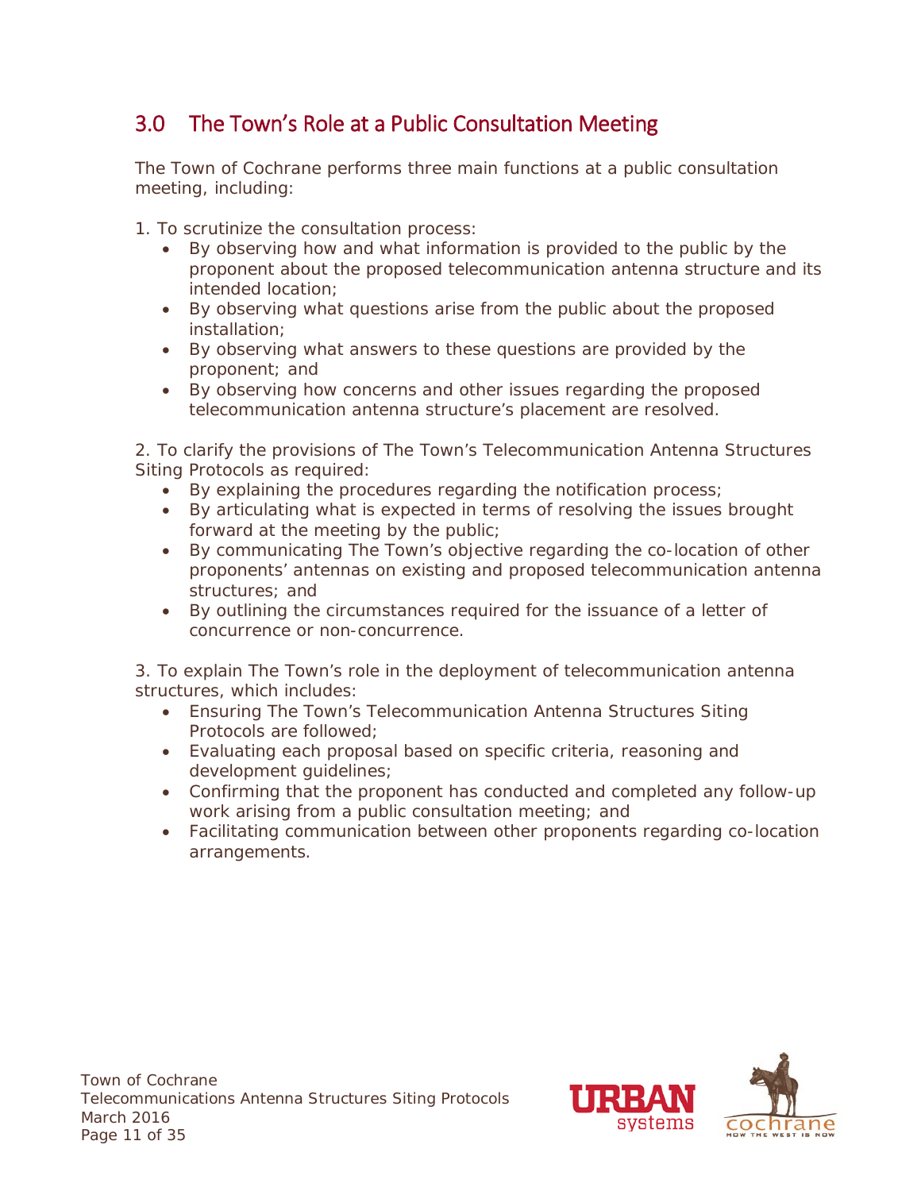## 3.0 The Town's Role at a Public Consultation Meeting

The Town of Cochrane performs three main functions at a public consultation meeting, including:

1. To scrutinize the consultation process:
   - By observing how and what information is provided to the public by the proponent about the proposed telecommunication antenna structure and its intended location;
   - By observing what questions arise from the public about the proposed installation;
   - By observing what answers to these questions are provided by the proponent; and
   - By observing how concerns and other issues regarding the proposed telecommunication antenna structure's placement are resolved.

2. To clarify the provisions of The Town's Telecommunication Antenna Structures Siting Protocols as required:
   - By explaining the procedures regarding the notification process;
   - By articulating what is expected in terms of resolving the issues brought forward at the meeting by the public;
   - By communicating The Town's objective regarding the co-location of other proponents' antennas on existing and proposed telecommunication antenna structures; and
   - By outlining the circumstances required for the issuance of a letter of concurrence or non-concurrence.

3. To explain The Town's role in the deployment of telecommunication antenna structures, which includes:
   - Ensuring The Town's Telecommunication Antenna Structures Siting Protocols are followed;
   - Evaluating each proposal based on specific criteria, reasoning and development guidelines;
   - Confirming that the proponent has conducted and completed any follow-up work arising from a public consultation meeting; and
   - Facilitating communication between other proponents regarding co-location arrangements.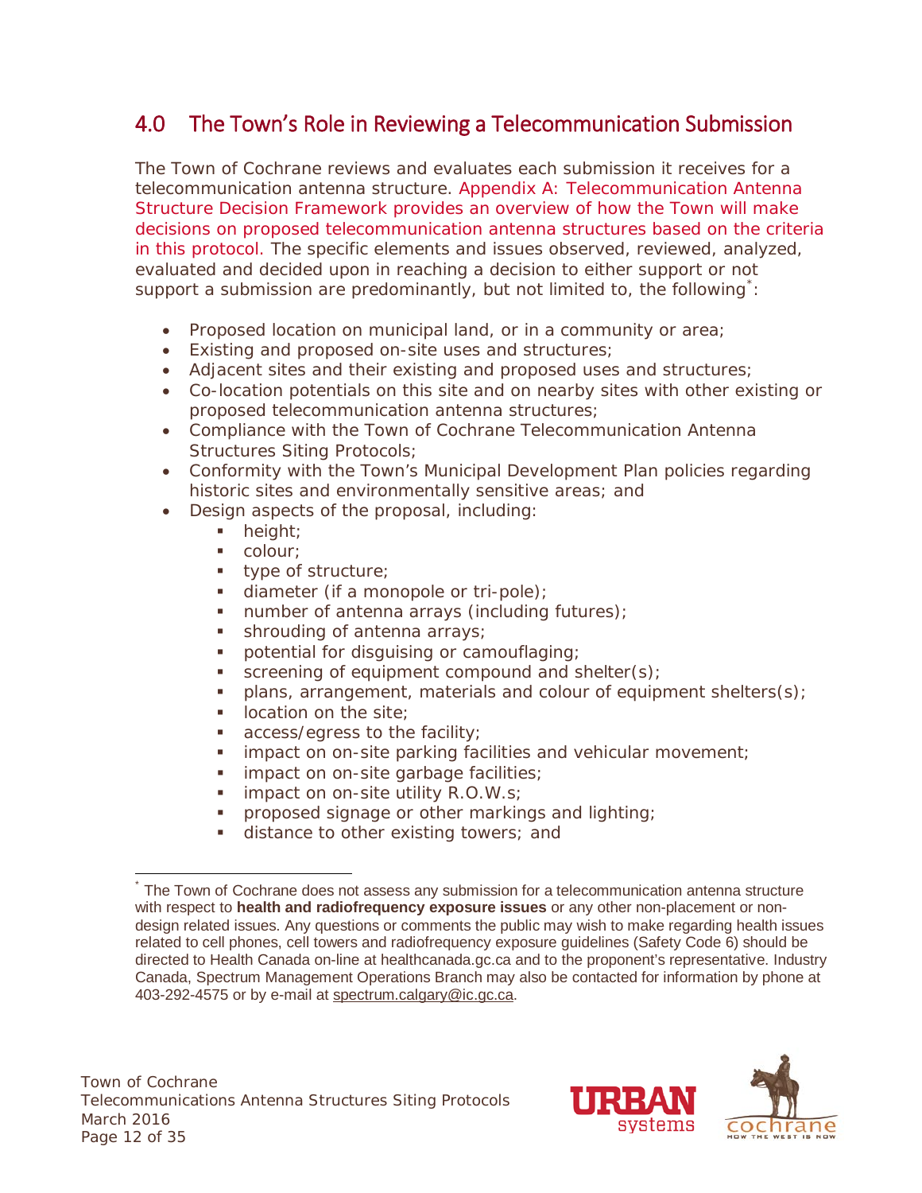## 4.0 The Town's Role in Reviewing a Telecommunication Submission

The Town of Cochrane reviews and evaluates each submission it receives for a telecommunication antenna structure. Appendix A: Telecommunication Antenna Structure Decision Framework provides an overview of how the Town will make decisions on proposed telecommunication antenna structures based on the criteria in this protocol. The specific elements and issues observed, reviewed, analyzed, evaluated and decided upon in reaching a decision to either support or not support a submission are predominantly, but not limited to, the following[*]:

- Proposed location on municipal land, or in a community or area;
- Existing and proposed on-site uses and structures;
- Adjacent sites and their existing and proposed uses and structures;
- Co-location potentials on this site and on nearby sites with other existing or proposed telecommunication antenna structures;
- Compliance with the Town of Cochrane Telecommunication Antenna Structures Siting Protocols;
- Conformity with the Town's Municipal Development Plan policies regarding historic sites and environmentally sensitive areas; and
- Design aspects of the proposal, including:
  - height;
  - colour;
  - type of structure;
  - diameter (if a monopole or tri-pole);
  - number of antenna arrays (including futures);
  - shrouding of antenna arrays;
  - potential for disguising or camouflaging;
  - screening of equipment compound and shelter(s);
  - plans, arrangement, materials and colour of equipment shelters(s);
  - location on the site;
  - access/egress to the facility;
  - impact on on-site parking facilities and vehicular movement;
  - impact on on-site garbage facilities;
  - impact on on-site utility R.O.W.s;
  - proposed signage or other markings and lighting;
  - distance to other existing towers; and

[*] The Town of Cochrane does not assess any submission for a telecommunication antenna structure with respect to **health and radiofrequency exposure issues** or any other non-placement or non-design related issues. Any questions or comments the public may wish to make regarding health issues related to cell phones, cell towers and radiofrequency exposure guidelines (Safety Code 6) should be directed to Health Canada on-line at healthcanada.gc.ca and to the proponent's representative. Industry Canada, Spectrum Management Operations Branch may also be contacted for information by phone at 403-292-4575 or by e-mail at spectrum.calgary@ic.gc.ca.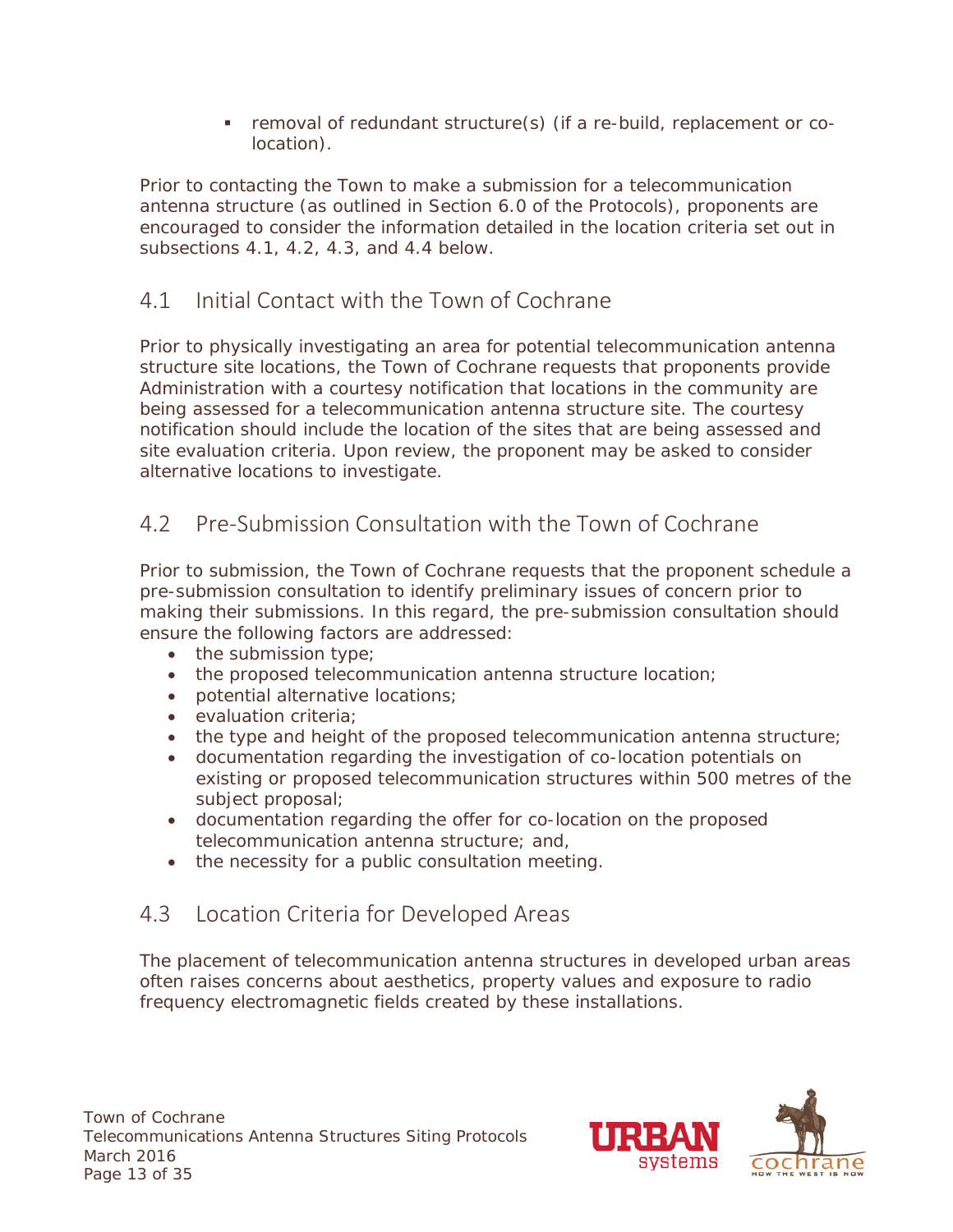- removal of redundant structure(s) (if a re-build, replacement or co-location).

Prior to contacting the Town to make a submission for a telecommunication antenna structure (as outlined in Section 6.0 of the Protocols), proponents are encouraged to consider the information detailed in the location criteria set out in subsections 4.1, 4.2, 4.3, and 4.4 below.

## 4.1 Initial Contact with the Town of Cochrane

Prior to physically investigating an area for potential telecommunication antenna structure site locations, the Town of Cochrane requests that proponents provide Administration with a courtesy notification that locations in the community are being assessed for a telecommunication antenna structure site. The courtesy notification should include the location of the sites that are being assessed and site evaluation criteria. Upon review, the proponent may be asked to consider alternative locations to investigate.

## 4.2 Pre-Submission Consultation with the Town of Cochrane

Prior to submission, the Town of Cochrane requests that the proponent schedule a pre-submission consultation to identify preliminary issues of concern prior to making their submissions. In this regard, the pre-submission consultation should ensure the following factors are addressed:

- the submission type;
- the proposed telecommunication antenna structure location;
- potential alternative locations;
- evaluation criteria;
- the type and height of the proposed telecommunication antenna structure;
- documentation regarding the investigation of co-location potentials on existing or proposed telecommunication structures within 500 metres of the subject proposal;
- documentation regarding the offer for co-location on the proposed telecommunication antenna structure; and,
- the necessity for a public consultation meeting.

## 4.3 Location Criteria for Developed Areas

The placement of telecommunication antenna structures in developed urban areas often raises concerns about aesthetics, property values and exposure to radio frequency electromagnetic fields created by these installations.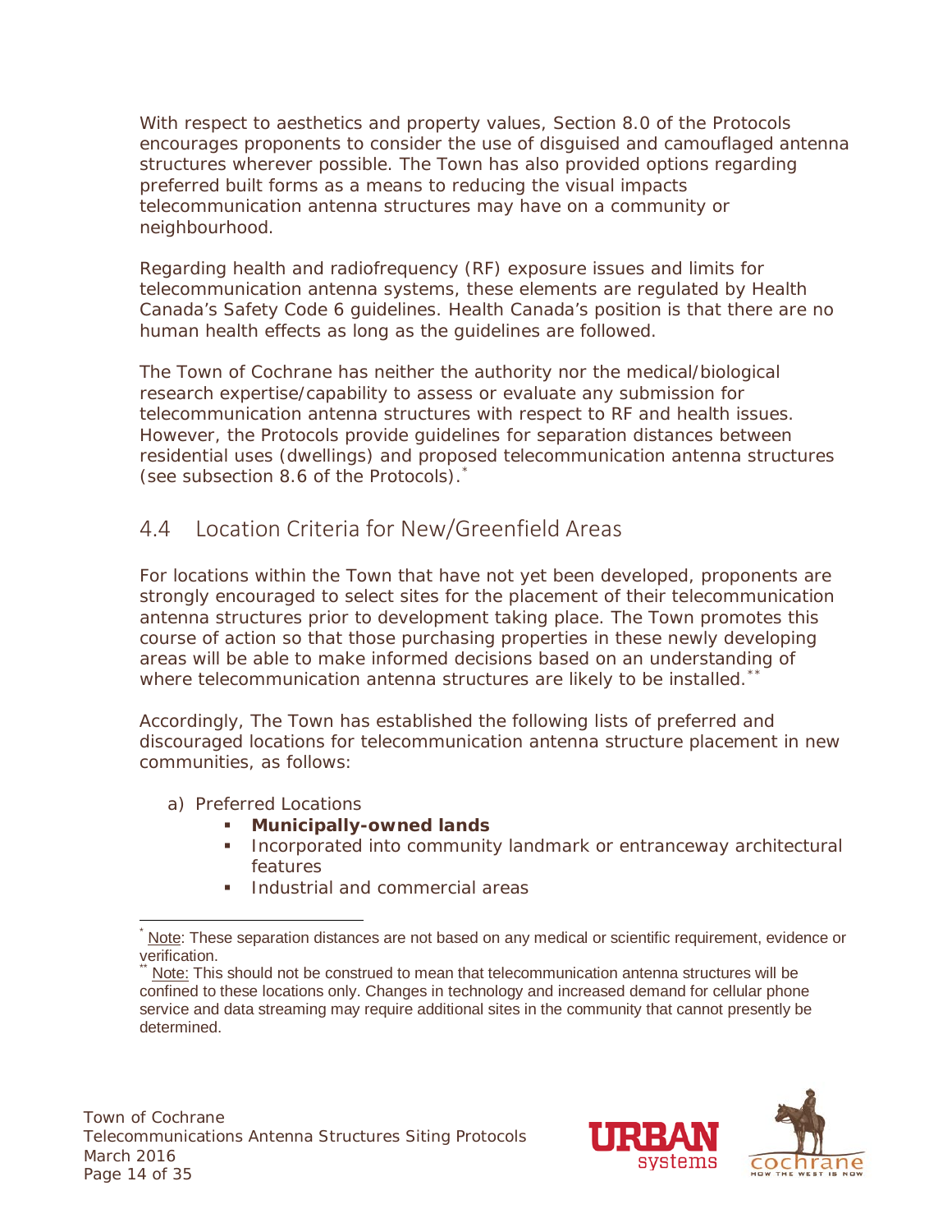With respect to aesthetics and property values, Section 8.0 of the Protocols encourages proponents to consider the use of disguised and camouflaged antenna structures wherever possible. The Town has also provided options regarding preferred built forms as a means to reducing the visual impacts telecommunication antenna structures may have on a community or neighbourhood.

Regarding health and radiofrequency (RF) exposure issues and limits for telecommunication antenna systems, these elements are regulated by Health Canada's Safety Code 6 guidelines. Health Canada's position is that there are no human health effects as long as the guidelines are followed.

The Town of Cochrane has neither the authority nor the medical/biological research expertise/capability to assess or evaluate any submission for telecommunication antenna structures with respect to RF and health issues. However, the Protocols provide guidelines for separation distances between residential uses (dwellings) and proposed telecommunication antenna structures (see subsection 8.6 of the Protocols).[*]

## 4.4 Location Criteria for New/Greenfield Areas

For locations within the Town that have not yet been developed, proponents are strongly encouraged to select sites for the placement of their telecommunication antenna structures prior to development taking place. The Town promotes this course of action so that those purchasing properties in these newly developing areas will be able to make informed decisions based on an understanding of where telecommunication antenna structures are likely to be installed.[**]

Accordingly, The Town has established the following lists of preferred and discouraged locations for telecommunication antenna structure placement in new communities, as follows:

a) Preferred Locations
   - **Municipally-owned lands**
   - Incorporated into community landmark or entranceway architectural features
   - Industrial and commercial areas

---

[*] Note: These separation distances are not based on any medical or scientific requirement, evidence or verification.

[**] Note: This should not be construed to mean that telecommunication antenna structures will be confined to these locations only. Changes in technology and increased demand for cellular phone service and data streaming may require additional sites in the community that cannot presently be determined.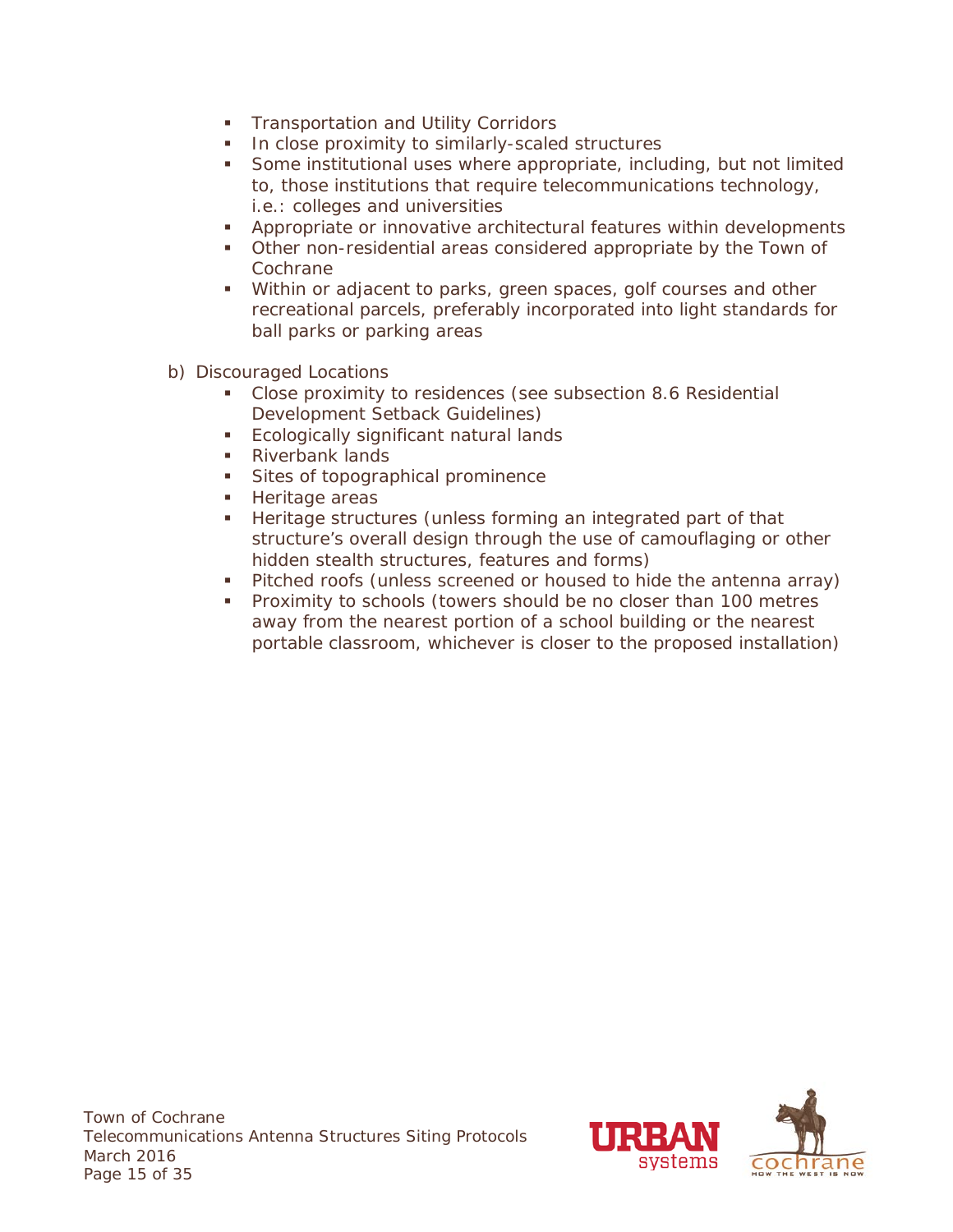- Transportation and Utility Corridors
- In close proximity to similarly-scaled structures
- Some institutional uses where appropriate, including, but not limited to, those institutions that require telecommunications technology, i.e.: colleges and universities
- Appropriate or innovative architectural features within developments
- Other non-residential areas considered appropriate by the Town of Cochrane
- Within or adjacent to parks, green spaces, golf courses and other recreational parcels, preferably incorporated into light standards for ball parks or parking areas

b) Discouraged Locations

- Close proximity to residences (see subsection 8.6 Residential Development Setback Guidelines)
- Ecologically significant natural lands
- Riverbank lands
- Sites of topographical prominence
- Heritage areas
- Heritage structures (unless forming an integrated part of that structure's overall design through the use of camouflaging or other hidden stealth structures, features and forms)
- Pitched roofs (unless screened or housed to hide the antenna array)
- Proximity to schools (towers should be no closer than 100 metres away from the nearest portion of a school building or the nearest portable classroom, whichever is closer to the proposed installation)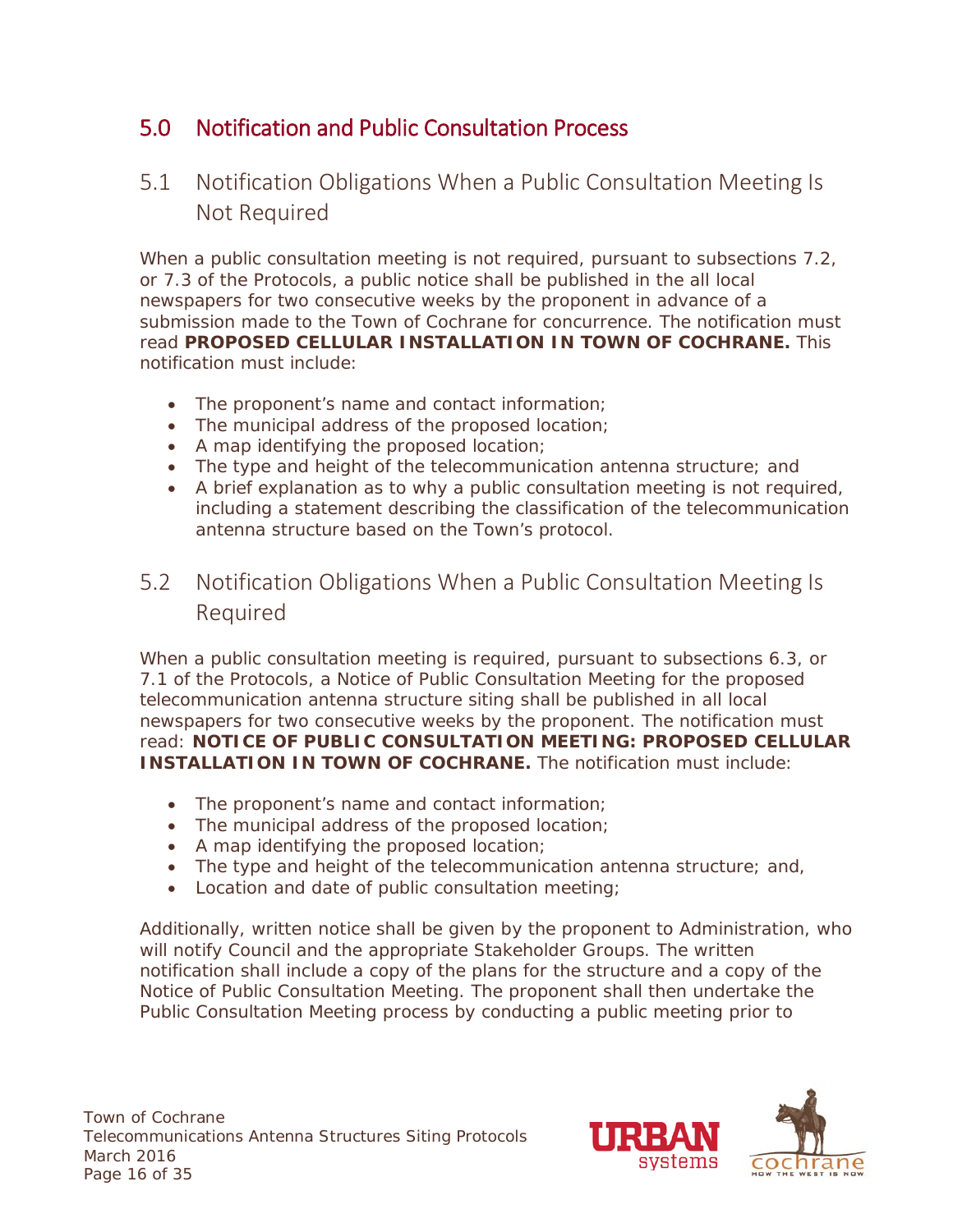## 5.0 Notification and Public Consultation Process

### 5.1 Notification Obligations When a Public Consultation Meeting Is Not Required

When a public consultation meeting is not required, pursuant to subsections 7.2, or 7.3 of the Protocols, a public notice shall be published in the all local newspapers for two consecutive weeks by the proponent in advance of a submission made to the Town of Cochrane for concurrence. The notification must read **PROPOSED CELLULAR INSTALLATION IN TOWN OF COCHRANE.** This notification must include:

- The proponent's name and contact information;
- The municipal address of the proposed location;
- A map identifying the proposed location;
- The type and height of the telecommunication antenna structure; and
- A brief explanation as to why a public consultation meeting is not required, including a statement describing the classification of the telecommunication antenna structure based on the Town's protocol.

### 5.2 Notification Obligations When a Public Consultation Meeting Is Required

When a public consultation meeting is required, pursuant to subsections 6.3, or 7.1 of the Protocols, a Notice of Public Consultation Meeting for the proposed telecommunication antenna structure siting shall be published in all local newspapers for two consecutive weeks by the proponent. The notification must read: **NOTICE OF PUBLIC CONSULTATION MEETING: PROPOSED CELLULAR INSTALLATION IN TOWN OF COCHRANE.** The notification must include:

- The proponent's name and contact information;
- The municipal address of the proposed location;
- A map identifying the proposed location;
- The type and height of the telecommunication antenna structure; and,
- Location and date of public consultation meeting;

Additionally, written notice shall be given by the proponent to Administration, who will notify Council and the appropriate Stakeholder Groups. The written notification shall include a copy of the plans for the structure and a copy of the Notice of Public Consultation Meeting. The proponent shall then undertake the Public Consultation Meeting process by conducting a public meeting prior to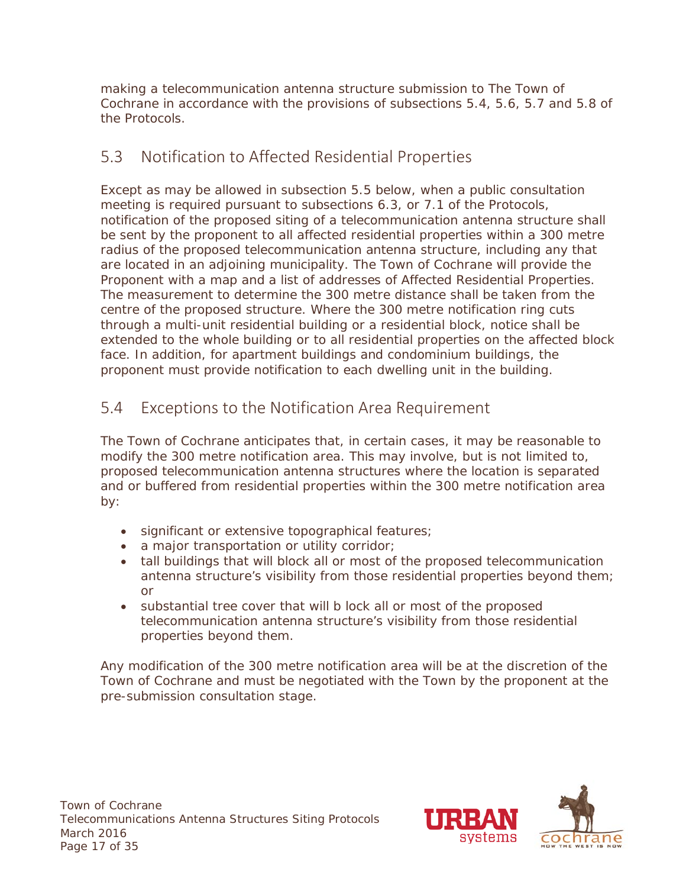making a telecommunication antenna structure submission to The Town of Cochrane in accordance with the provisions of subsections 5.4, 5.6, 5.7 and 5.8 of the Protocols.

## 5.3 Notification to Affected Residential Properties

Except as may be allowed in subsection 5.5 below, when a public consultation meeting is required pursuant to subsections 6.3, or 7.1 of the Protocols, notification of the proposed siting of a telecommunication antenna structure shall be sent by the proponent to all affected residential properties within a 300 metre radius of the proposed telecommunication antenna structure, including any that are located in an adjoining municipality. The Town of Cochrane will provide the Proponent with a map and a list of addresses of Affected Residential Properties. The measurement to determine the 300 metre distance shall be taken from the centre of the proposed structure. Where the 300 metre notification ring cuts through a multi-unit residential building or a residential block, notice shall be extended to the whole building or to all residential properties on the affected block face. In addition, for apartment buildings and condominium buildings, the proponent must provide notification to each dwelling unit in the building.

## 5.4 Exceptions to the Notification Area Requirement

The Town of Cochrane anticipates that, in certain cases, it may be reasonable to modify the 300 metre notification area. This may involve, but is not limited to, proposed telecommunication antenna structures where the location is separated and or buffered from residential properties within the 300 metre notification area by:

- significant or extensive topographical features;
- a major transportation or utility corridor;
- tall buildings that will block all or most of the proposed telecommunication antenna structure's visibility from those residential properties beyond them; or
- substantial tree cover that will b lock all or most of the proposed telecommunication antenna structure's visibility from those residential properties beyond them.

Any modification of the 300 metre notification area will be at the discretion of the Town of Cochrane and must be negotiated with the Town by the proponent at the pre-submission consultation stage.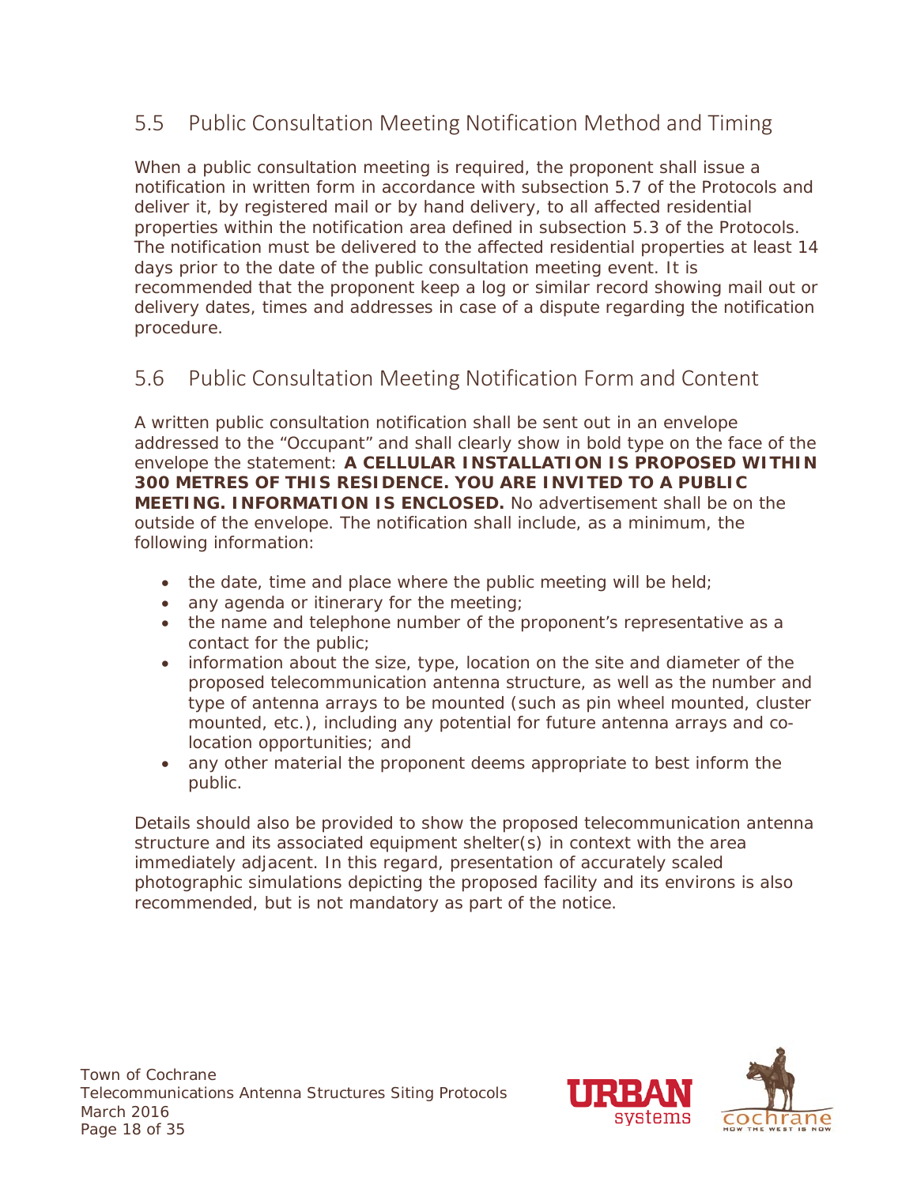## 5.5 Public Consultation Meeting Notification Method and Timing

When a public consultation meeting is required, the proponent shall issue a notification in written form in accordance with subsection 5.7 of the Protocols and deliver it, by registered mail or by hand delivery, to all affected residential properties within the notification area defined in subsection 5.3 of the Protocols. The notification must be delivered to the affected residential properties at least 14 days prior to the date of the public consultation meeting event. It is recommended that the proponent keep a log or similar record showing mail out or delivery dates, times and addresses in case of a dispute regarding the notification procedure.

## 5.6 Public Consultation Meeting Notification Form and Content

A written public consultation notification shall be sent out in an envelope addressed to the "Occupant" and shall clearly show in bold type on the face of the envelope the statement: **A CELLULAR INSTALLATION IS PROPOSED WITHIN 300 METRES OF THIS RESIDENCE. YOU ARE INVITED TO A PUBLIC MEETING. INFORMATION IS ENCLOSED.** No advertisement shall be on the outside of the envelope. The notification shall include, as a minimum, the following information:

- the date, time and place where the public meeting will be held;
- any agenda or itinerary for the meeting;
- the name and telephone number of the proponent's representative as a contact for the public;
- information about the size, type, location on the site and diameter of the proposed telecommunication antenna structure, as well as the number and type of antenna arrays to be mounted (such as pin wheel mounted, cluster mounted, etc.), including any potential for future antenna arrays and co-location opportunities; and
- any other material the proponent deems appropriate to best inform the public.

Details should also be provided to show the proposed telecommunication antenna structure and its associated equipment shelter(s) in context with the area immediately adjacent. In this regard, presentation of accurately scaled photographic simulations depicting the proposed facility and its environs is also recommended, but is not mandatory as part of the notice.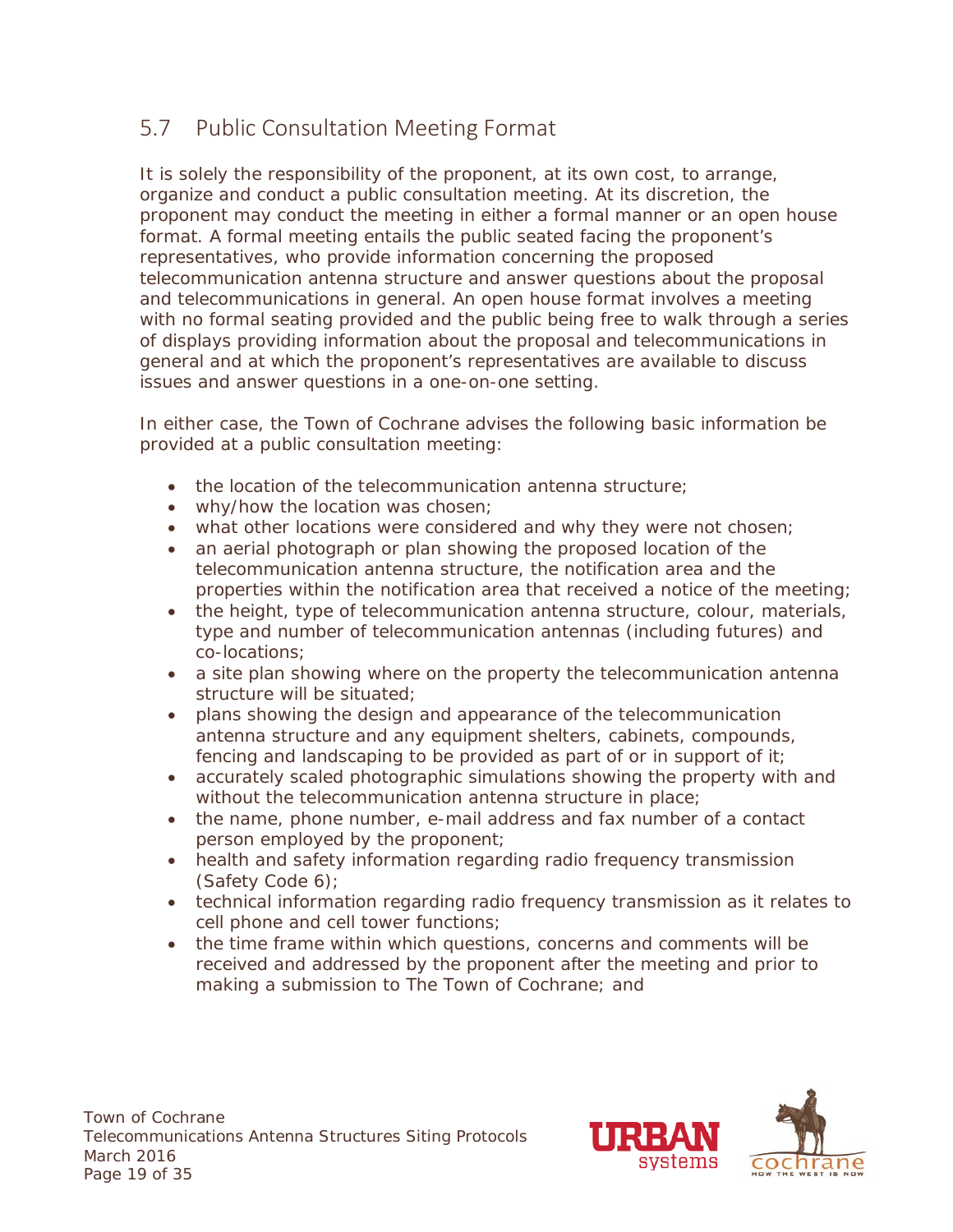## 5.7 Public Consultation Meeting Format

It is solely the responsibility of the proponent, at its own cost, to arrange, organize and conduct a public consultation meeting. At its discretion, the proponent may conduct the meeting in either a formal manner or an open house format. A formal meeting entails the public seated facing the proponent's representatives, who provide information concerning the proposed telecommunication antenna structure and answer questions about the proposal and telecommunications in general. An open house format involves a meeting with no formal seating provided and the public being free to walk through a series of displays providing information about the proposal and telecommunications in general and at which the proponent's representatives are available to discuss issues and answer questions in a one-on-one setting.

In either case, the Town of Cochrane advises the following basic information be provided at a public consultation meeting:

- the location of the telecommunication antenna structure;
- why/how the location was chosen;
- what other locations were considered and why they were not chosen;
- an aerial photograph or plan showing the proposed location of the telecommunication antenna structure, the notification area and the properties within the notification area that received a notice of the meeting;
- the height, type of telecommunication antenna structure, colour, materials, type and number of telecommunication antennas (including futures) and co-locations;
- a site plan showing where on the property the telecommunication antenna structure will be situated;
- plans showing the design and appearance of the telecommunication antenna structure and any equipment shelters, cabinets, compounds, fencing and landscaping to be provided as part of or in support of it;
- accurately scaled photographic simulations showing the property with and without the telecommunication antenna structure in place;
- the name, phone number, e-mail address and fax number of a contact person employed by the proponent;
- health and safety information regarding radio frequency transmission (Safety Code 6);
- technical information regarding radio frequency transmission as it relates to cell phone and cell tower functions;
- the time frame within which questions, concerns and comments will be received and addressed by the proponent after the meeting and prior to making a submission to The Town of Cochrane; and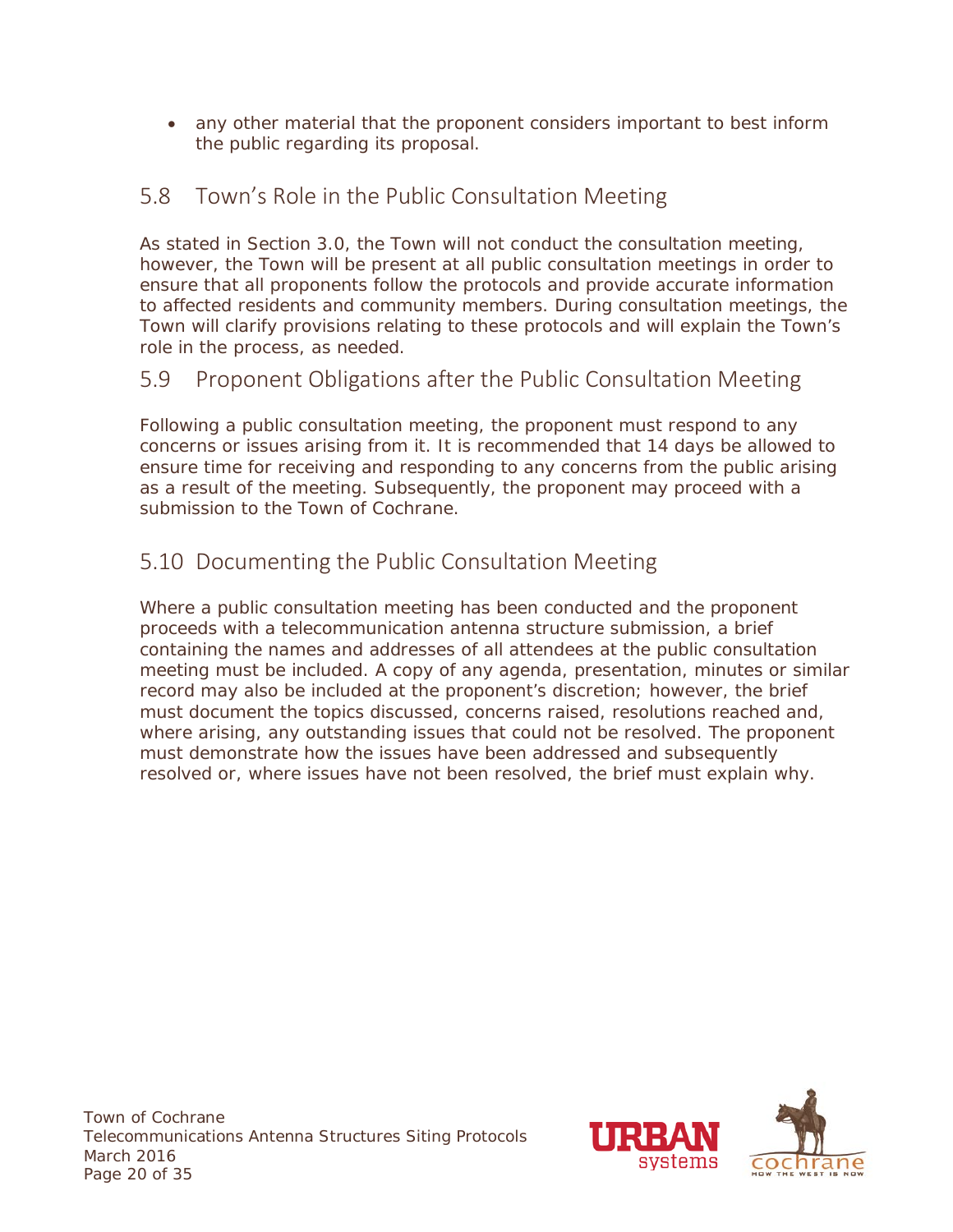- any other material that the proponent considers important to best inform the public regarding its proposal.

## 5.8 Town's Role in the Public Consultation Meeting

As stated in Section 3.0, the Town will not conduct the consultation meeting, however, the Town will be present at all public consultation meetings in order to ensure that all proponents follow the protocols and provide accurate information to affected residents and community members. During consultation meetings, the Town will clarify provisions relating to these protocols and will explain the Town's role in the process, as needed.

## 5.9 Proponent Obligations after the Public Consultation Meeting

Following a public consultation meeting, the proponent must respond to any concerns or issues arising from it. It is recommended that 14 days be allowed to ensure time for receiving and responding to any concerns from the public arising as a result of the meeting. Subsequently, the proponent may proceed with a submission to the Town of Cochrane.

## 5.10 Documenting the Public Consultation Meeting

Where a public consultation meeting has been conducted and the proponent proceeds with a telecommunication antenna structure submission, a brief containing the names and addresses of all attendees at the public consultation meeting must be included. A copy of any agenda, presentation, minutes or similar record may also be included at the proponent's discretion; however, the brief must document the topics discussed, concerns raised, resolutions reached and, where arising, any outstanding issues that could not be resolved. The proponent must demonstrate how the issues have been addressed and subsequently resolved or, where issues have not been resolved, the brief must explain why.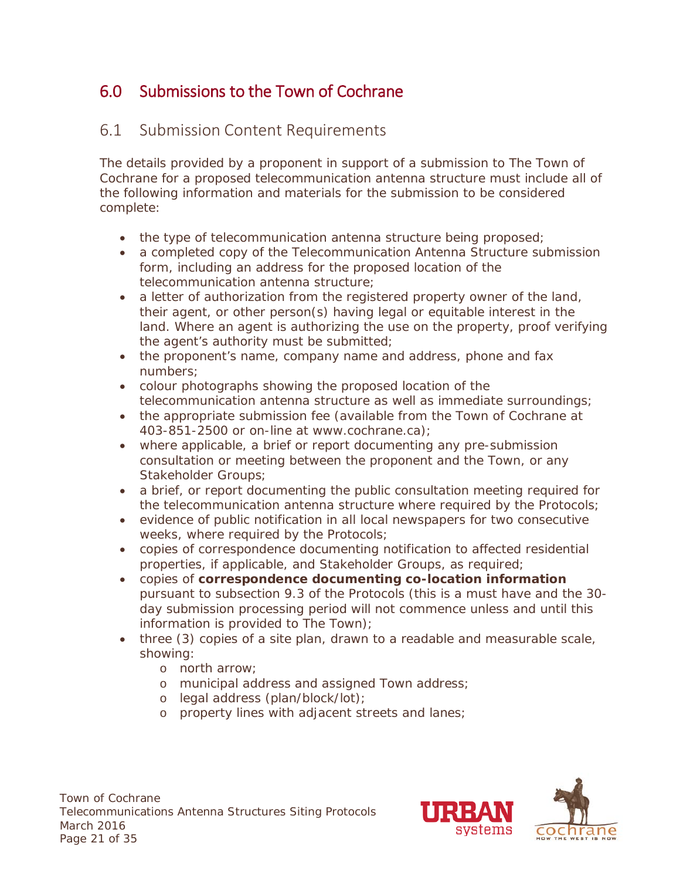## 6.0 Submissions to the Town of Cochrane

### 6.1 Submission Content Requirements

The details provided by a proponent in support of a submission to The Town of Cochrane for a proposed telecommunication antenna structure must include all of the following information and materials for the submission to be considered complete:

- the type of telecommunication antenna structure being proposed;
- a completed copy of the Telecommunication Antenna Structure submission form, including an address for the proposed location of the telecommunication antenna structure;
- a letter of authorization from the registered property owner of the land, their agent, or other person(s) having legal or equitable interest in the land. Where an agent is authorizing the use on the property, proof verifying the agent's authority must be submitted;
- the proponent's name, company name and address, phone and fax numbers;
- colour photographs showing the proposed location of the telecommunication antenna structure as well as immediate surroundings;
- the appropriate submission fee (available from the Town of Cochrane at 403-851-2500 or on-line at www.cochrane.ca);
- where applicable, a brief or report documenting any pre-submission consultation or meeting between the proponent and the Town, or any Stakeholder Groups;
- a brief, or report documenting the public consultation meeting required for the telecommunication antenna structure where required by the Protocols;
- evidence of public notification in all local newspapers for two consecutive weeks, where required by the Protocols;
- copies of correspondence documenting notification to affected residential properties, if applicable, and Stakeholder Groups, as required;
- copies of **correspondence documenting co-location information** pursuant to subsection 9.3 of the Protocols (this is a must have and the 30-day submission processing period will not commence unless and until this information is provided to The Town);
- three (3) copies of a site plan, drawn to a readable and measurable scale, showing:
  - north arrow;
  - municipal address and assigned Town address;
  - legal address (plan/block/lot);
  - property lines with adjacent streets and lanes;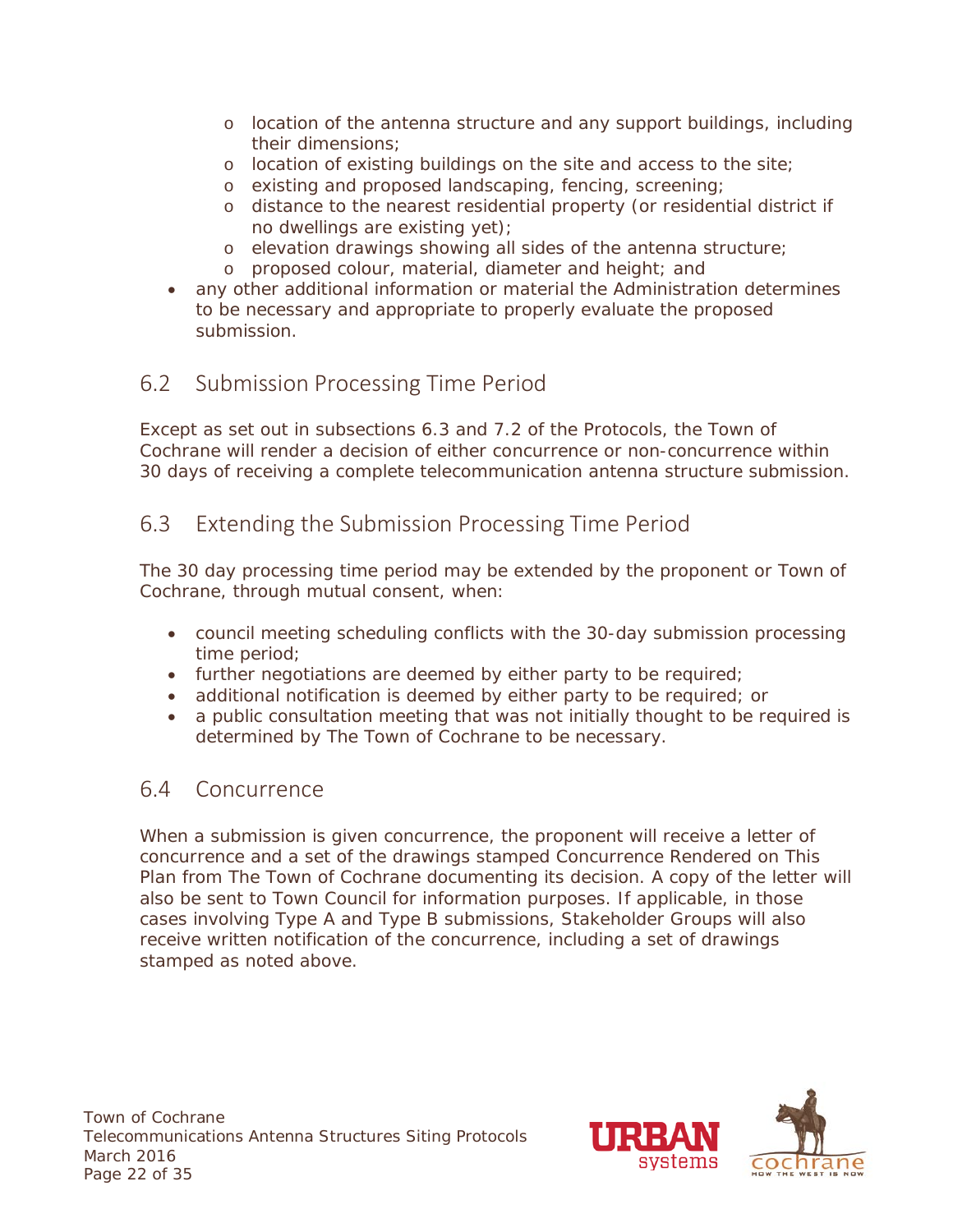- location of the antenna structure and any support buildings, including their dimensions;
  - location of existing buildings on the site and access to the site;
  - existing and proposed landscaping, fencing, screening;
  - distance to the nearest residential property (or residential district if no dwellings are existing yet);
  - elevation drawings showing all sides of the antenna structure;
  - proposed colour, material, diameter and height; and
- any other additional information or material the Administration determines to be necessary and appropriate to properly evaluate the proposed submission.

## 6.2 Submission Processing Time Period

Except as set out in subsections 6.3 and 7.2 of the Protocols, the Town of Cochrane will render a decision of either concurrence or non-concurrence within 30 days of receiving a complete telecommunication antenna structure submission.

## 6.3 Extending the Submission Processing Time Period

The 30 day processing time period may be extended by the proponent or Town of Cochrane, through mutual consent, when:

- council meeting scheduling conflicts with the 30-day submission processing time period;
- further negotiations are deemed by either party to be required;
- additional notification is deemed by either party to be required; or
- a public consultation meeting that was not initially thought to be required is determined by The Town of Cochrane to be necessary.

## 6.4 Concurrence

When a submission is given concurrence, the proponent will receive a letter of concurrence and a set of the drawings stamped Concurrence Rendered on This Plan from The Town of Cochrane documenting its decision. A copy of the letter will also be sent to Town Council for information purposes. If applicable, in those cases involving Type A and Type B submissions, Stakeholder Groups will also receive written notification of the concurrence, including a set of drawings stamped as noted above.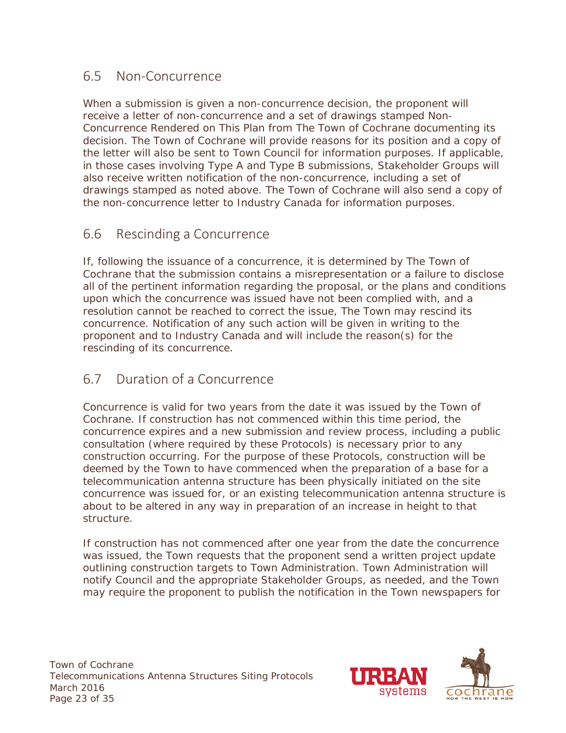## 6.5 Non-Concurrence

When a submission is given a non-concurrence decision, the proponent will receive a letter of non-concurrence and a set of drawings stamped Non-Concurrence Rendered on This Plan from The Town of Cochrane documenting its decision. The Town of Cochrane will provide reasons for its position and a copy of the letter will also be sent to Town Council for information purposes. If applicable, in those cases involving Type A and Type B submissions, Stakeholder Groups will also receive written notification of the non-concurrence, including a set of drawings stamped as noted above. The Town of Cochrane will also send a copy of the non-concurrence letter to Industry Canada for information purposes.

## 6.6 Rescinding a Concurrence

If, following the issuance of a concurrence, it is determined by The Town of Cochrane that the submission contains a misrepresentation or a failure to disclose all of the pertinent information regarding the proposal, or the plans and conditions upon which the concurrence was issued have not been complied with, and a resolution cannot be reached to correct the issue, The Town may rescind its concurrence. Notification of any such action will be given in writing to the proponent and to Industry Canada and will include the reason(s) for the rescinding of its concurrence.

## 6.7 Duration of a Concurrence

Concurrence is valid for two years from the date it was issued by the Town of Cochrane. If construction has not commenced within this time period, the concurrence expires and a new submission and review process, including a public consultation (where required by these Protocols) is necessary prior to any construction occurring. For the purpose of these Protocols, construction will be deemed by the Town to have commenced when the preparation of a base for a telecommunication antenna structure has been physically initiated on the site concurrence was issued for, or an existing telecommunication antenna structure is about to be altered in any way in preparation of an increase in height to that structure.

If construction has not commenced after one year from the date the concurrence was issued, the Town requests that the proponent send a written project update outlining construction targets to Town Administration. Town Administration will notify Council and the appropriate Stakeholder Groups, as needed, and the Town may require the proponent to publish the notification in the Town newspapers for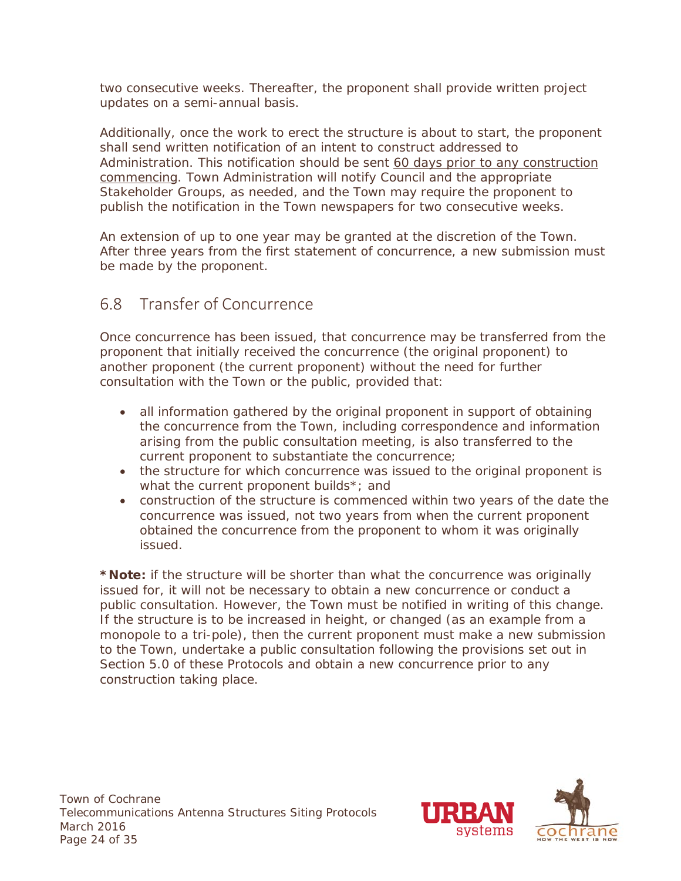two consecutive weeks. Thereafter, the proponent shall provide written project updates on a semi-annual basis.

Additionally, once the work to erect the structure is about to start, the proponent shall send written notification of an intent to construct addressed to Administration. This notification should be sent <u>60 days prior to any construction commencing</u>. Town Administration will notify Council and the appropriate Stakeholder Groups, as needed, and the Town may require the proponent to publish the notification in the Town newspapers for two consecutive weeks.

An extension of up to one year may be granted at the discretion of the Town. After three years from the first statement of concurrence, a new submission must be made by the proponent.

## 6.8 Transfer of Concurrence

Once concurrence has been issued, that concurrence may be transferred from the proponent that initially received the concurrence (the original proponent) to another proponent (the current proponent) without the need for further consultation with the Town or the public, provided that:

- all information gathered by the original proponent in support of obtaining the concurrence from the Town, including correspondence and information arising from the public consultation meeting, is also transferred to the current proponent to substantiate the concurrence;
- the structure for which concurrence was issued to the original proponent is what the current proponent builds*; and
- construction of the structure is commenced within two years of the date the concurrence was issued, not two years from when the current proponent obtained the concurrence from the proponent to whom it was originally issued.

**\*Note:** if the structure will be shorter than what the concurrence was originally issued for, it will not be necessary to obtain a new concurrence or conduct a public consultation. However, the Town must be notified in writing of this change. If the structure is to be increased in height, or changed (as an example from a monopole to a tri-pole), then the current proponent must make a new submission to the Town, undertake a public consultation following the provisions set out in Section 5.0 of these Protocols and obtain a new concurrence prior to any construction taking place.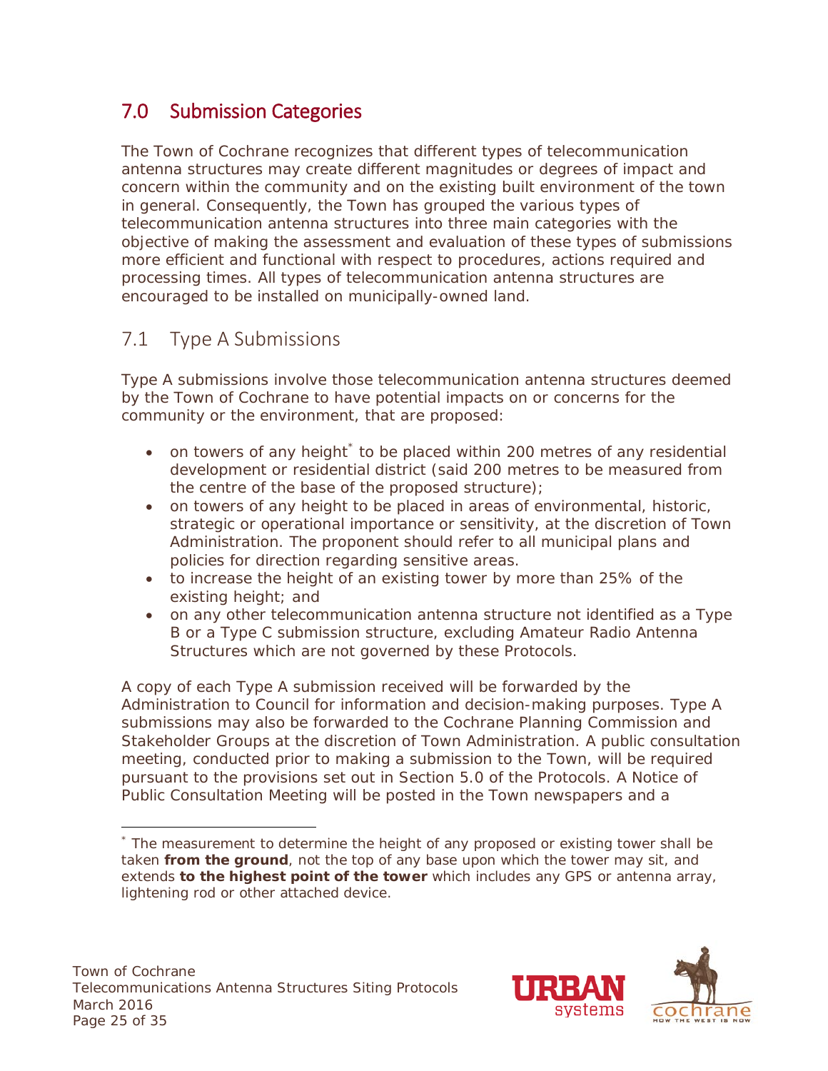## 7.0 Submission Categories

The Town of Cochrane recognizes that different types of telecommunication antenna structures may create different magnitudes or degrees of impact and concern within the community and on the existing built environment of the town in general. Consequently, the Town has grouped the various types of telecommunication antenna structures into three main categories with the objective of making the assessment and evaluation of these types of submissions more efficient and functional with respect to procedures, actions required and processing times. All types of telecommunication antenna structures are encouraged to be installed on municipally-owned land.

### 7.1 Type A Submissions

Type A submissions involve those telecommunication antenna structures deemed by the Town of Cochrane to have potential impacts on or concerns for the community or the environment, that are proposed:

- on towers of any height[*] to be placed within 200 metres of any residential development or residential district (said 200 metres to be measured from the centre of the base of the proposed structure);
- on towers of any height to be placed in areas of environmental, historic, strategic or operational importance or sensitivity, at the discretion of Town Administration. The proponent should refer to all municipal plans and policies for direction regarding sensitive areas.
- to increase the height of an existing tower by more than 25% of the existing height; and
- on any other telecommunication antenna structure not identified as a Type B or a Type C submission structure, excluding Amateur Radio Antenna Structures which are not governed by these Protocols.

A copy of each Type A submission received will be forwarded by the Administration to Council for information and decision-making purposes. Type A submissions may also be forwarded to the Cochrane Planning Commission and Stakeholder Groups at the discretion of Town Administration. A public consultation meeting, conducted prior to making a submission to the Town, will be required pursuant to the provisions set out in Section 5.0 of the Protocols. A Notice of Public Consultation Meeting will be posted in the Town newspapers and a

---

[*] The measurement to determine the height of any proposed or existing tower shall be taken **from the ground**, not the top of any base upon which the tower may sit, and extends **to the highest point of the tower** which includes any GPS or antenna array, lightening rod or other attached device.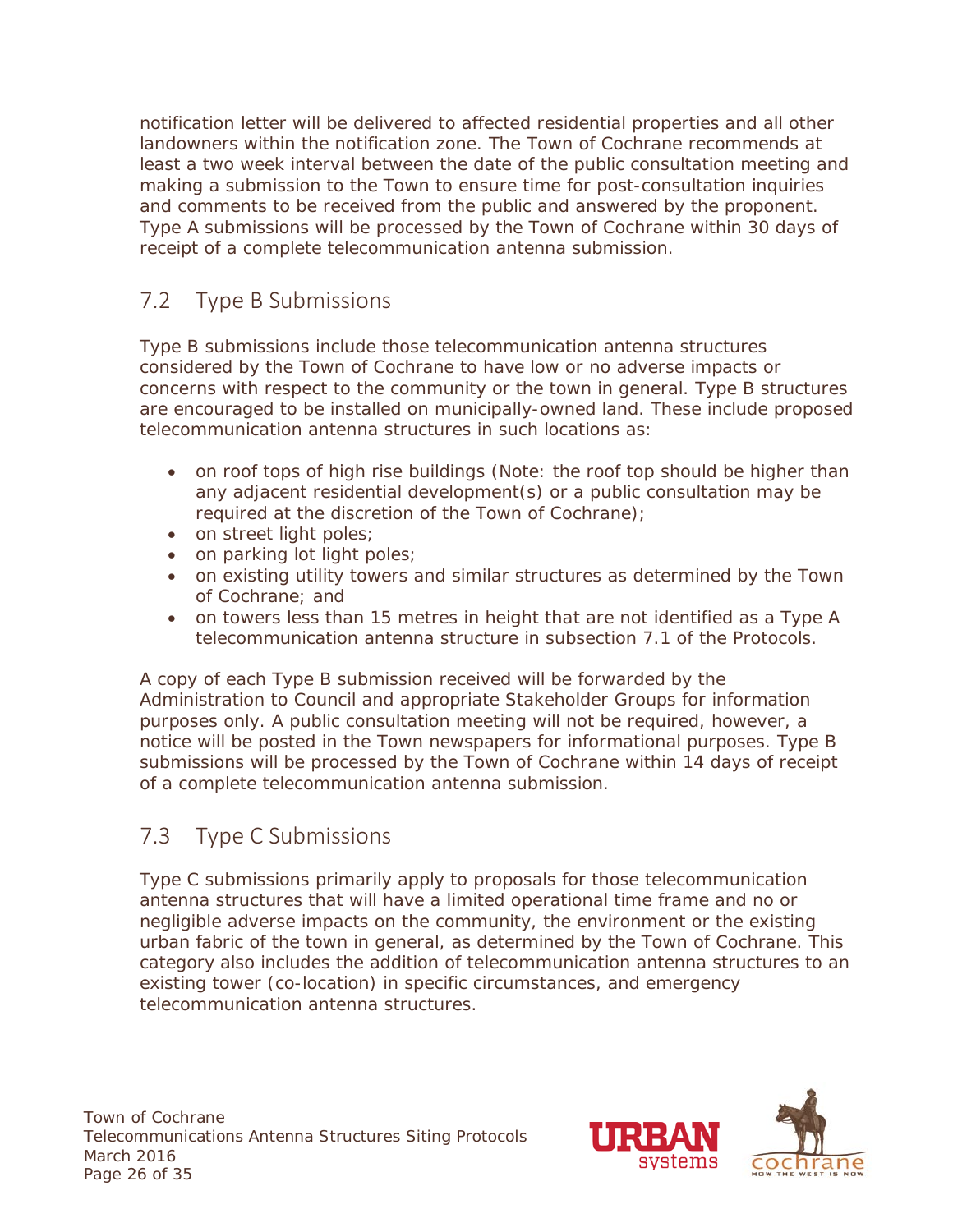notification letter will be delivered to affected residential properties and all other landowners within the notification zone. The Town of Cochrane recommends at least a two week interval between the date of the public consultation meeting and making a submission to the Town to ensure time for post-consultation inquiries and comments to be received from the public and answered by the proponent. Type A submissions will be processed by the Town of Cochrane within 30 days of receipt of a complete telecommunication antenna submission.

## 7.2 Type B Submissions

Type B submissions include those telecommunication antenna structures considered by the Town of Cochrane to have low or no adverse impacts or concerns with respect to the community or the town in general. Type B structures are encouraged to be installed on municipally-owned land. These include proposed telecommunication antenna structures in such locations as:

- on roof tops of high rise buildings (Note: the roof top should be higher than any adjacent residential development(s) or a public consultation may be required at the discretion of the Town of Cochrane);
- on street light poles;
- on parking lot light poles;
- on existing utility towers and similar structures as determined by the Town of Cochrane; and
- on towers less than 15 metres in height that are not identified as a Type A telecommunication antenna structure in subsection 7.1 of the Protocols.

A copy of each Type B submission received will be forwarded by the Administration to Council and appropriate Stakeholder Groups for information purposes only. A public consultation meeting will not be required, however, a notice will be posted in the Town newspapers for informational purposes. Type B submissions will be processed by the Town of Cochrane within 14 days of receipt of a complete telecommunication antenna submission.

## 7.3 Type C Submissions

Type C submissions primarily apply to proposals for those telecommunication antenna structures that will have a limited operational time frame and no or negligible adverse impacts on the community, the environment or the existing urban fabric of the town in general, as determined by the Town of Cochrane. This category also includes the addition of telecommunication antenna structures to an existing tower (co-location) in specific circumstances, and emergency telecommunication antenna structures.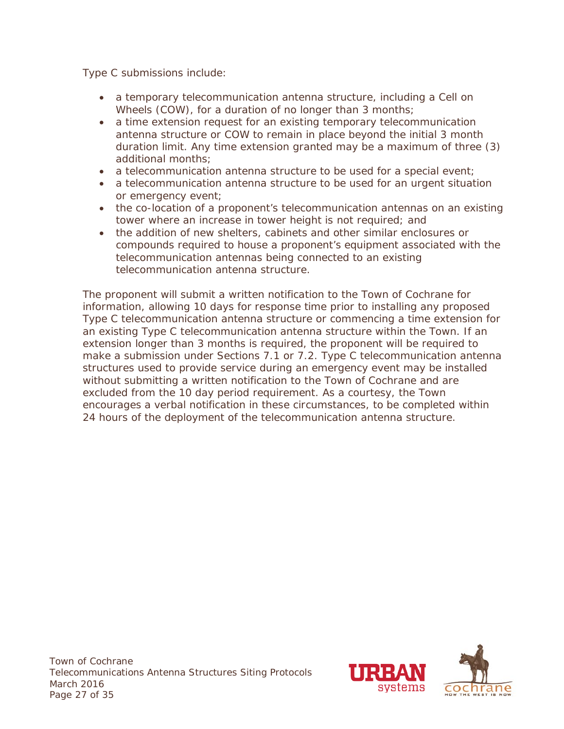Type C submissions include:

- a temporary telecommunication antenna structure, including a Cell on Wheels (COW), for a duration of no longer than 3 months;
- a time extension request for an existing temporary telecommunication antenna structure or COW to remain in place beyond the initial 3 month duration limit. Any time extension granted may be a maximum of three (3) additional months;
- a telecommunication antenna structure to be used for a special event;
- a telecommunication antenna structure to be used for an urgent situation or emergency event;
- the co-location of a proponent's telecommunication antennas on an existing tower where an increase in tower height is not required; and
- the addition of new shelters, cabinets and other similar enclosures or compounds required to house a proponent's equipment associated with the telecommunication antennas being connected to an existing telecommunication antenna structure.

The proponent will submit a written notification to the Town of Cochrane for information, allowing 10 days for response time prior to installing any proposed Type C telecommunication antenna structure or commencing a time extension for an existing Type C telecommunication antenna structure within the Town. If an extension longer than 3 months is required, the proponent will be required to make a submission under Sections 7.1 or 7.2. Type C telecommunication antenna structures used to provide service during an emergency event may be installed without submitting a written notification to the Town of Cochrane and are excluded from the 10 day period requirement. As a courtesy, the Town encourages a verbal notification in these circumstances, to be completed within 24 hours of the deployment of the telecommunication antenna structure.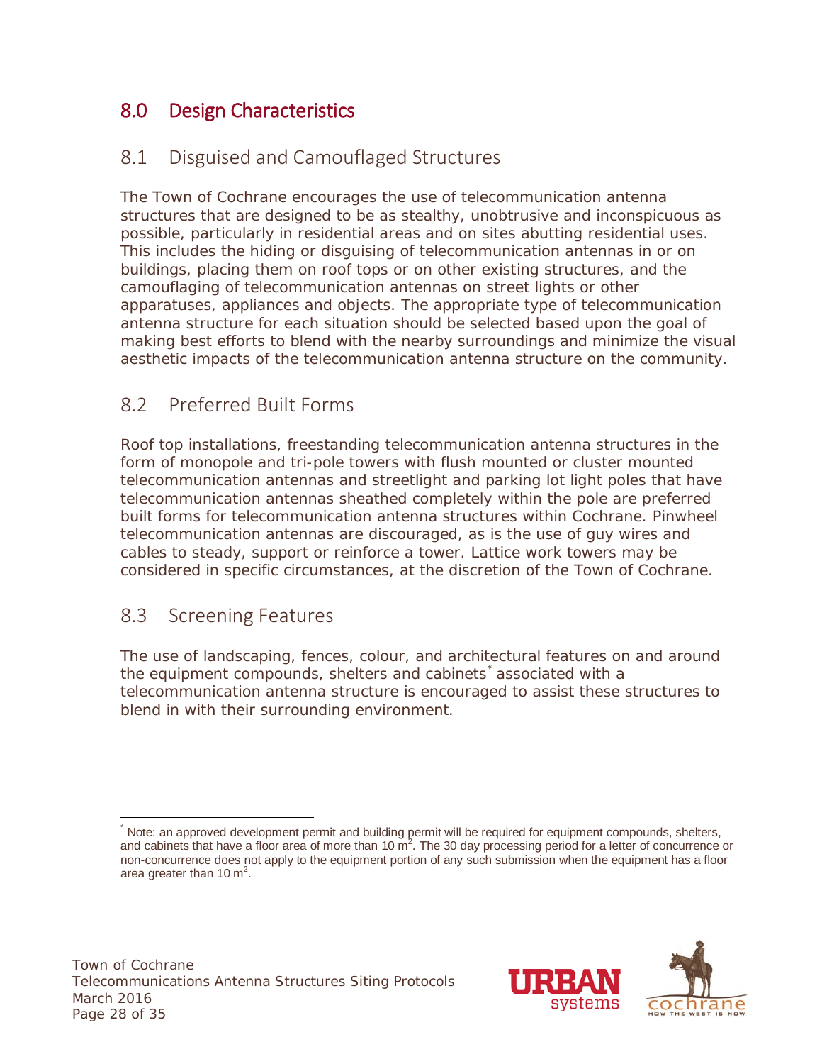# 8.0 Design Characteristics

## 8.1 Disguised and Camouflaged Structures

The Town of Cochrane encourages the use of telecommunication antenna structures that are designed to be as stealthy, unobtrusive and inconspicuous as possible, particularly in residential areas and on sites abutting residential uses. This includes the hiding or disguising of telecommunication antennas in or on buildings, placing them on roof tops or on other existing structures, and the camouflaging of telecommunication antennas on street lights or other apparatuses, appliances and objects. The appropriate type of telecommunication antenna structure for each situation should be selected based upon the goal of making best efforts to blend with the nearby surroundings and minimize the visual aesthetic impacts of the telecommunication antenna structure on the community.

## 8.2 Preferred Built Forms

Roof top installations, freestanding telecommunication antenna structures in the form of monopole and tri-pole towers with flush mounted or cluster mounted telecommunication antennas and streetlight and parking lot light poles that have telecommunication antennas sheathed completely within the pole are preferred built forms for telecommunication antenna structures within Cochrane. Pinwheel telecommunication antennas are discouraged, as is the use of guy wires and cables to steady, support or reinforce a tower. Lattice work towers may be considered in specific circumstances, at the discretion of the Town of Cochrane.

## 8.3 Screening Features

The use of landscaping, fences, colour, and architectural features on and around the equipment compounds, shelters and cabinets[*] associated with a telecommunication antenna structure is encouraged to assist these structures to blend in with their surrounding environment.

---

[*] Note: an approved development permit and building permit will be required for equipment compounds, shelters, and cabinets that have a floor area of more than 10 $m^2$. The 30 day processing period for a letter of concurrence or non-concurrence does not apply to the equipment portion of any such submission when the equipment has a floor area greater than 10 $m^2$.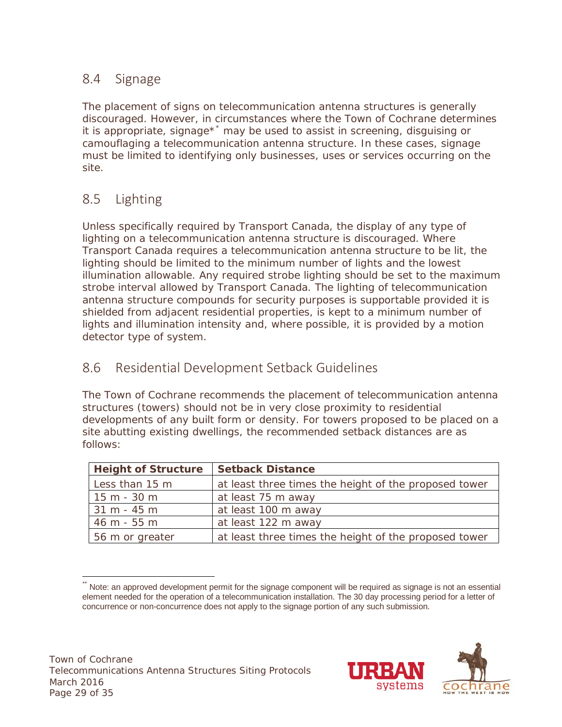## 8.4 Signage

The placement of signs on telecommunication antenna structures is generally discouraged. However, in circumstances where the Town of Cochrane determines it is appropriate, signage*[*] may be used to assist in screening, disguising or camouflaging a telecommunication antenna structure. In these cases, signage must be limited to identifying only businesses, uses or services occurring on the site.

## 8.5 Lighting

Unless specifically required by Transport Canada, the display of any type of lighting on a telecommunication antenna structure is discouraged. Where Transport Canada requires a telecommunication antenna structure to be lit, the lighting should be limited to the minimum number of lights and the lowest illumination allowable. Any required strobe lighting should be set to the maximum strobe interval allowed by Transport Canada. The lighting of telecommunication antenna structure compounds for security purposes is supportable provided it is shielded from adjacent residential properties, is kept to a minimum number of lights and illumination intensity and, where possible, it is provided by a motion detector type of system.

## 8.6 Residential Development Setback Guidelines

The Town of Cochrane recommends the placement of telecommunication antenna structures (towers) should not be in very close proximity to residential developments of any built form or density. For towers proposed to be placed on a site abutting existing dwellings, the recommended setback distances are as follows:

| Height of Structure | Setback Distance |
| --- | --- |
| Less than 15 m | at least three times the height of the proposed tower |
| 15 m - 30 m | at least 75 m away |
| 31 m - 45 m | at least 100 m away |
| 46 m - 55 m | at least 122 m away |
| 56 m or greater | at least three times the height of the proposed tower |

[**] Note: an approved development permit for the signage component will be required as signage is not an essential element needed for the operation of a telecommunication installation. The 30 day processing period for a letter of concurrence or non-concurrence does not apply to the signage portion of any such submission.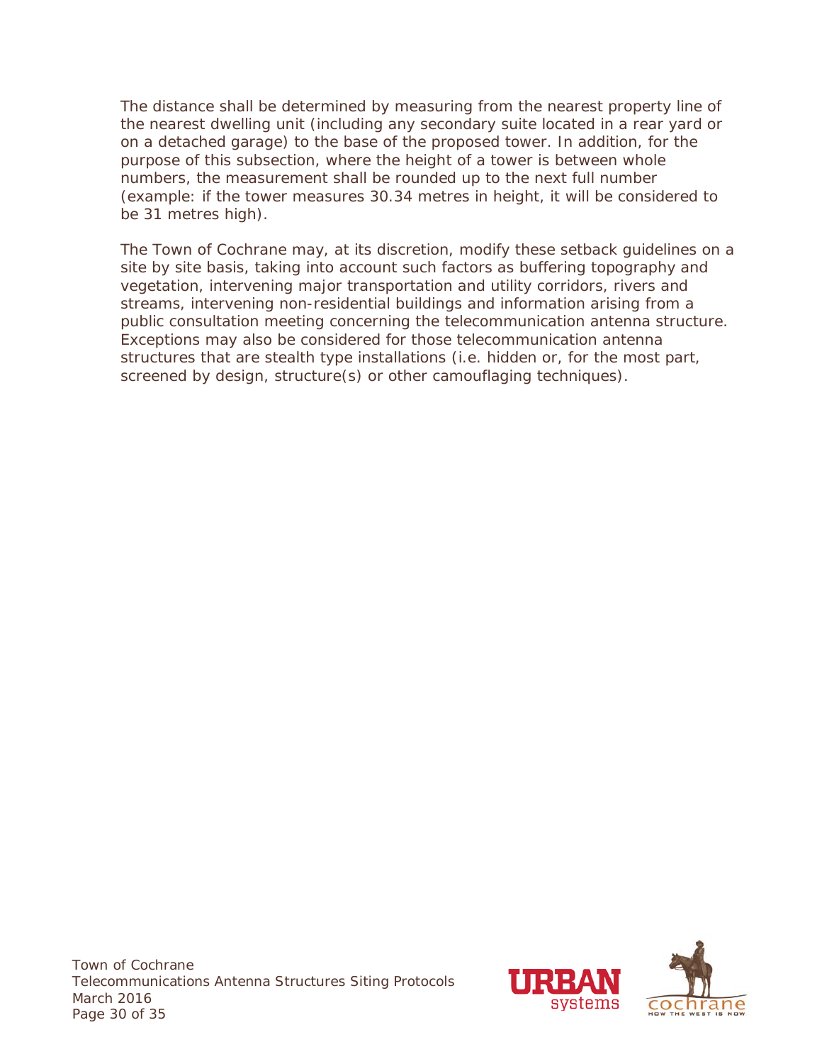The distance shall be determined by measuring from the nearest property line of the nearest dwelling unit (including any secondary suite located in a rear yard or on a detached garage) to the base of the proposed tower. In addition, for the purpose of this subsection, where the height of a tower is between whole numbers, the measurement shall be rounded up to the next full number (example: if the tower measures 30.34 metres in height, it will be considered to be 31 metres high).

The Town of Cochrane may, at its discretion, modify these setback guidelines on a site by site basis, taking into account such factors as buffering topography and vegetation, intervening major transportation and utility corridors, rivers and streams, intervening non-residential buildings and information arising from a public consultation meeting concerning the telecommunication antenna structure. Exceptions may also be considered for those telecommunication antenna structures that are stealth type installations (i.e. hidden or, for the most part, screened by design, structure(s) or other camouflaging techniques).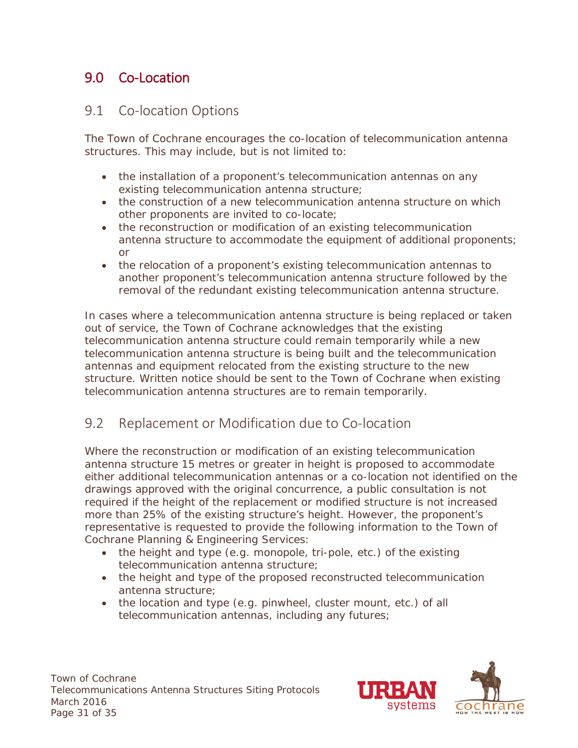## 9.0 Co-Location

### 9.1 Co-location Options

The Town of Cochrane encourages the co-location of telecommunication antenna structures. This may include, but is not limited to:

- the installation of a proponent's telecommunication antennas on any existing telecommunication antenna structure;
- the construction of a new telecommunication antenna structure on which other proponents are invited to co-locate;
- the reconstruction or modification of an existing telecommunication antenna structure to accommodate the equipment of additional proponents; or
- the relocation of a proponent's existing telecommunication antennas to another proponent's telecommunication antenna structure followed by the removal of the redundant existing telecommunication antenna structure.

In cases where a telecommunication antenna structure is being replaced or taken out of service, the Town of Cochrane acknowledges that the existing telecommunication antenna structure could remain temporarily while a new telecommunication antenna structure is being built and the telecommunication antennas and equipment relocated from the existing structure to the new structure. Written notice should be sent to the Town of Cochrane when existing telecommunication antenna structures are to remain temporarily.

### 9.2 Replacement or Modification due to Co-location

Where the reconstruction or modification of an existing telecommunication antenna structure 15 metres or greater in height is proposed to accommodate either additional telecommunication antennas or a co-location not identified on the drawings approved with the original concurrence, a public consultation is not required if the height of the replacement or modified structure is not increased more than 25% of the existing structure's height. However, the proponent's representative is requested to provide the following information to the Town of Cochrane Planning & Engineering Services:

- the height and type (e.g. monopole, tri-pole, etc.) of the existing telecommunication antenna structure;
- the height and type of the proposed reconstructed telecommunication antenna structure;
- the location and type (e.g. pinwheel, cluster mount, etc.) of all telecommunication antennas, including any futures;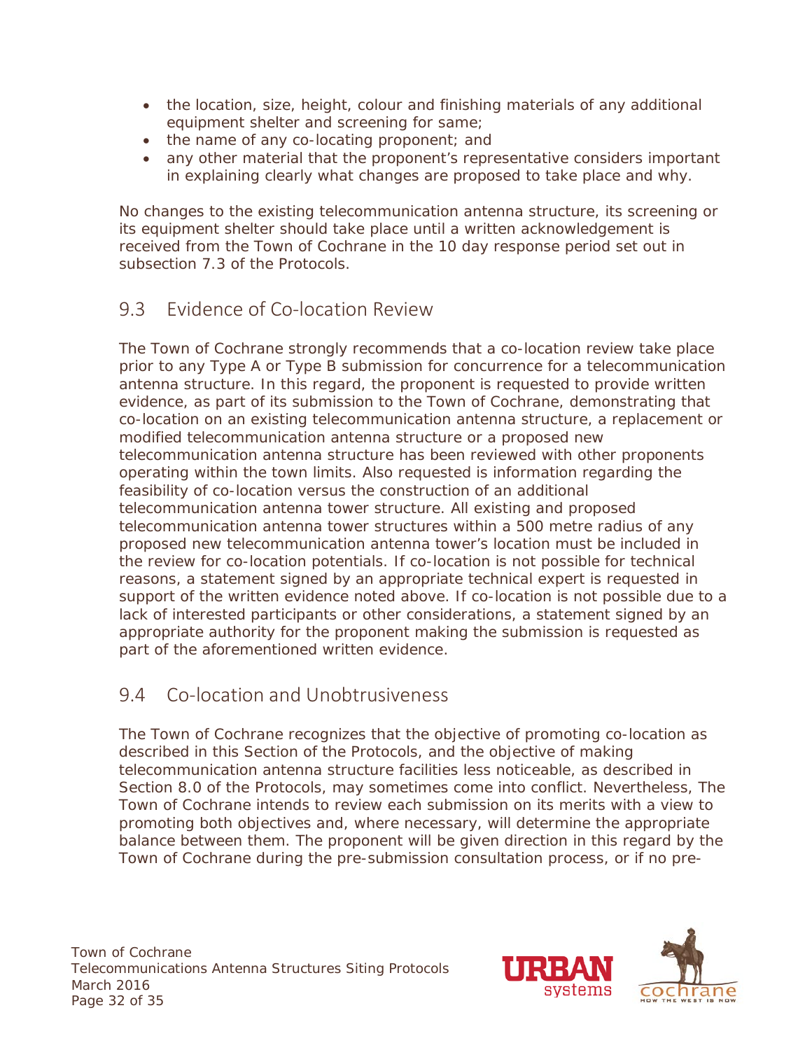- the location, size, height, colour and finishing materials of any additional equipment shelter and screening for same;
- the name of any co-locating proponent; and
- any other material that the proponent's representative considers important in explaining clearly what changes are proposed to take place and why.

No changes to the existing telecommunication antenna structure, its screening or its equipment shelter should take place until a written acknowledgement is received from the Town of Cochrane in the 10 day response period set out in subsection 7.3 of the Protocols.

## 9.3 Evidence of Co-location Review

The Town of Cochrane strongly recommends that a co-location review take place prior to any Type A or Type B submission for concurrence for a telecommunication antenna structure. In this regard, the proponent is requested to provide written evidence, as part of its submission to the Town of Cochrane, demonstrating that co-location on an existing telecommunication antenna structure, a replacement or modified telecommunication antenna structure or a proposed new telecommunication antenna structure has been reviewed with other proponents operating within the town limits. Also requested is information regarding the feasibility of co-location versus the construction of an additional telecommunication antenna tower structure. All existing and proposed telecommunication antenna tower structures within a 500 metre radius of any proposed new telecommunication antenna tower's location must be included in the review for co-location potentials. If co-location is not possible for technical reasons, a statement signed by an appropriate technical expert is requested in support of the written evidence noted above. If co-location is not possible due to a lack of interested participants or other considerations, a statement signed by an appropriate authority for the proponent making the submission is requested as part of the aforementioned written evidence.

## 9.4 Co-location and Unobtrusiveness

The Town of Cochrane recognizes that the objective of promoting co-location as described in this Section of the Protocols, and the objective of making telecommunication antenna structure facilities less noticeable, as described in Section 8.0 of the Protocols, may sometimes come into conflict. Nevertheless, The Town of Cochrane intends to review each submission on its merits with a view to promoting both objectives and, where necessary, will determine the appropriate balance between them. The proponent will be given direction in this regard by the Town of Cochrane during the pre-submission consultation process, or if no pre-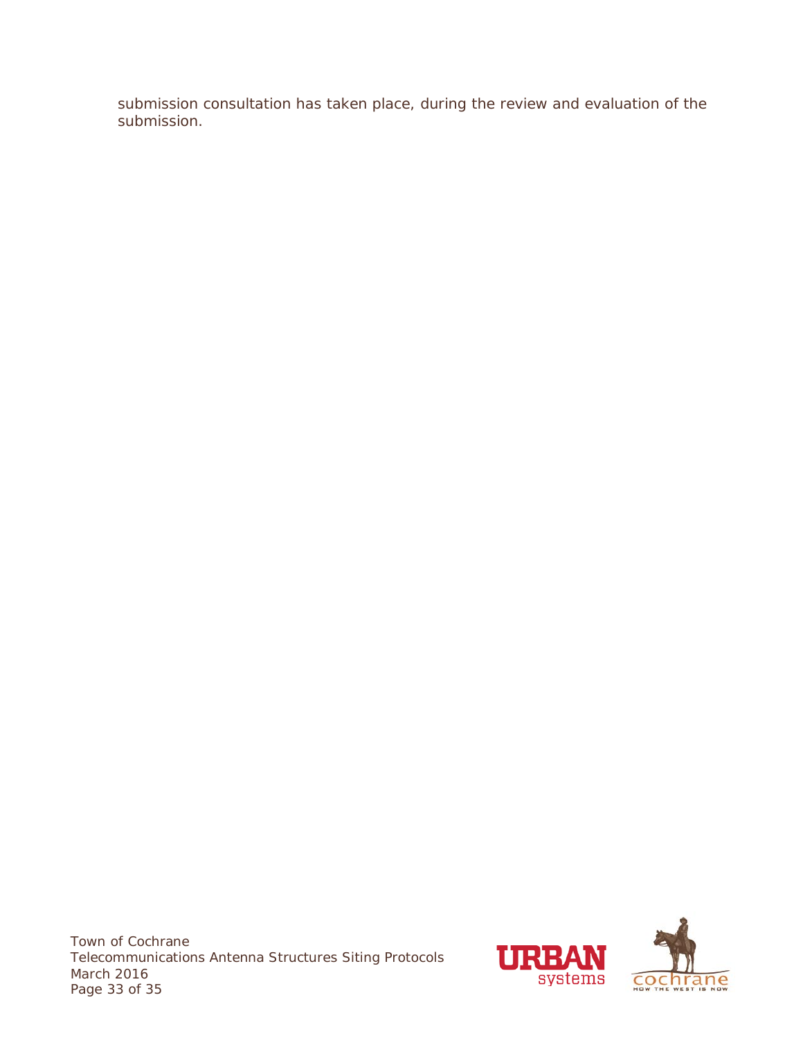submission consultation has taken place, during the review and evaluation of the submission.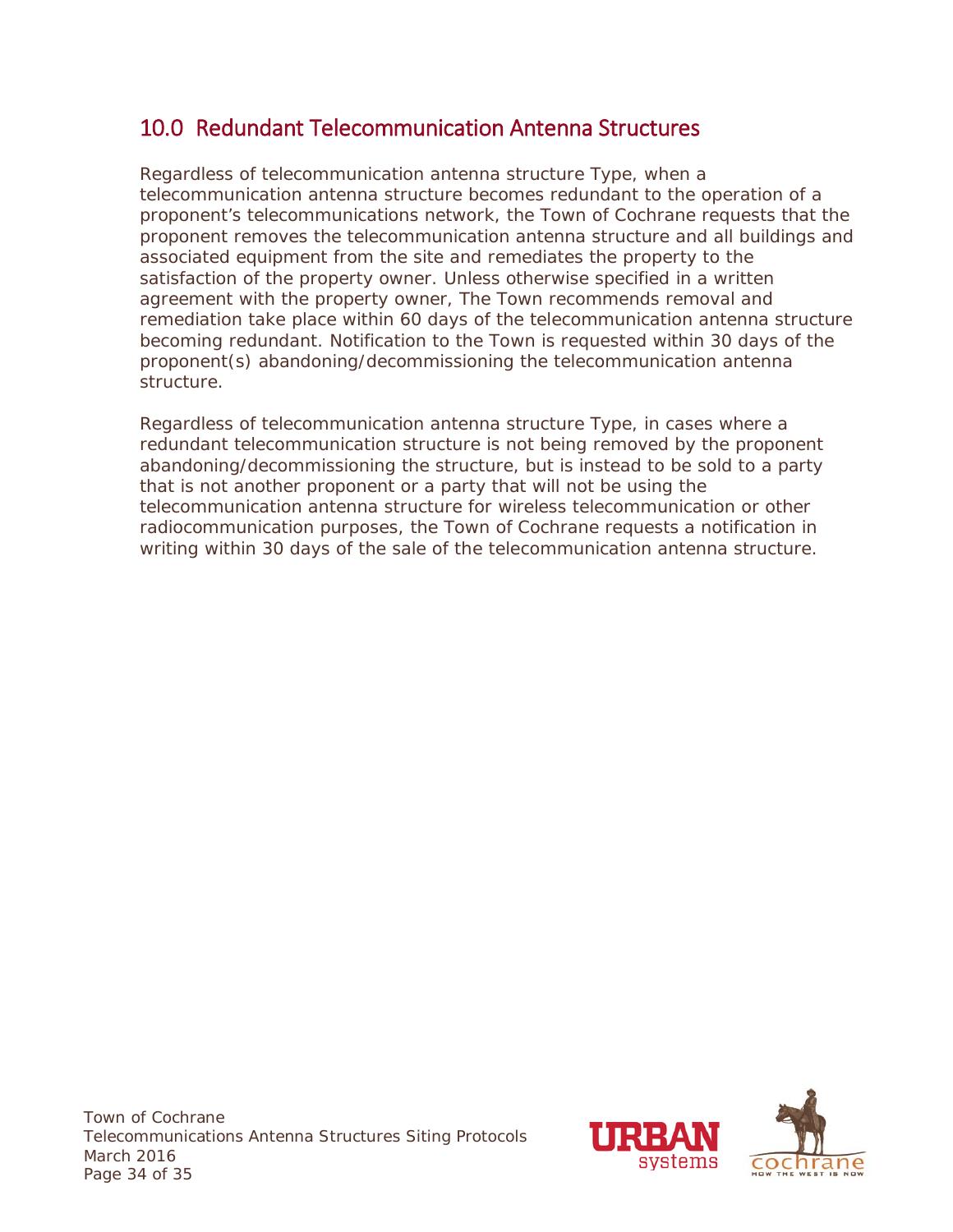## 10.0 Redundant Telecommunication Antenna Structures

Regardless of telecommunication antenna structure Type, when a telecommunication antenna structure becomes redundant to the operation of a proponent's telecommunications network, the Town of Cochrane requests that the proponent removes the telecommunication antenna structure and all buildings and associated equipment from the site and remediates the property to the satisfaction of the property owner. Unless otherwise specified in a written agreement with the property owner, The Town recommends removal and remediation take place within 60 days of the telecommunication antenna structure becoming redundant. Notification to the Town is requested within 30 days of the proponent(s) abandoning/decommissioning the telecommunication antenna structure.

Regardless of telecommunication antenna structure Type, in cases where a redundant telecommunication structure is not being removed by the proponent abandoning/decommissioning the structure, but is instead to be sold to a party that is not another proponent or a party that will not be using the telecommunication antenna structure for wireless telecommunication or other radiocommunication purposes, the Town of Cochrane requests a notification in writing within 30 days of the sale of the telecommunication antenna structure.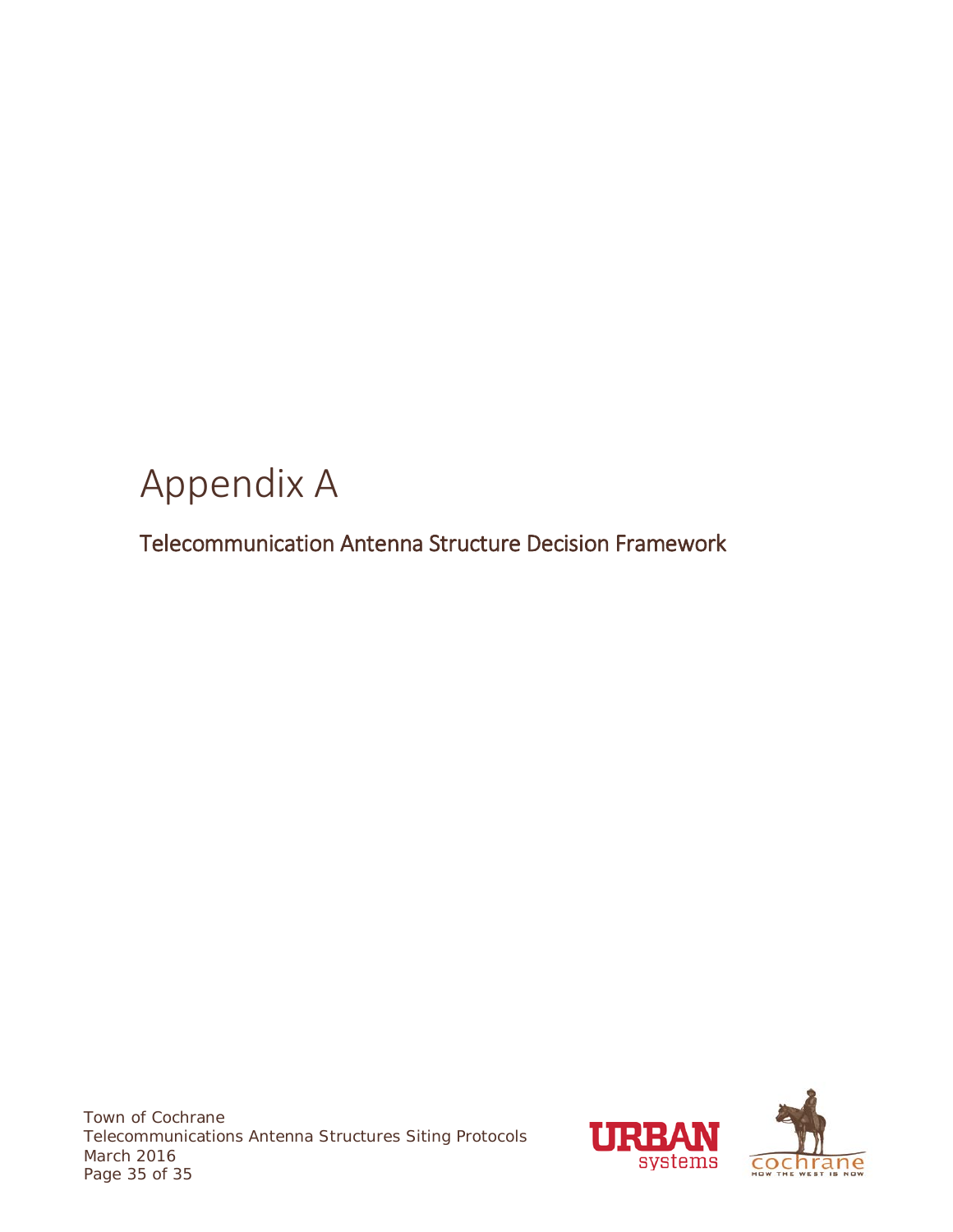# Appendix A

## Telecommunication Antenna Structure Decision Framework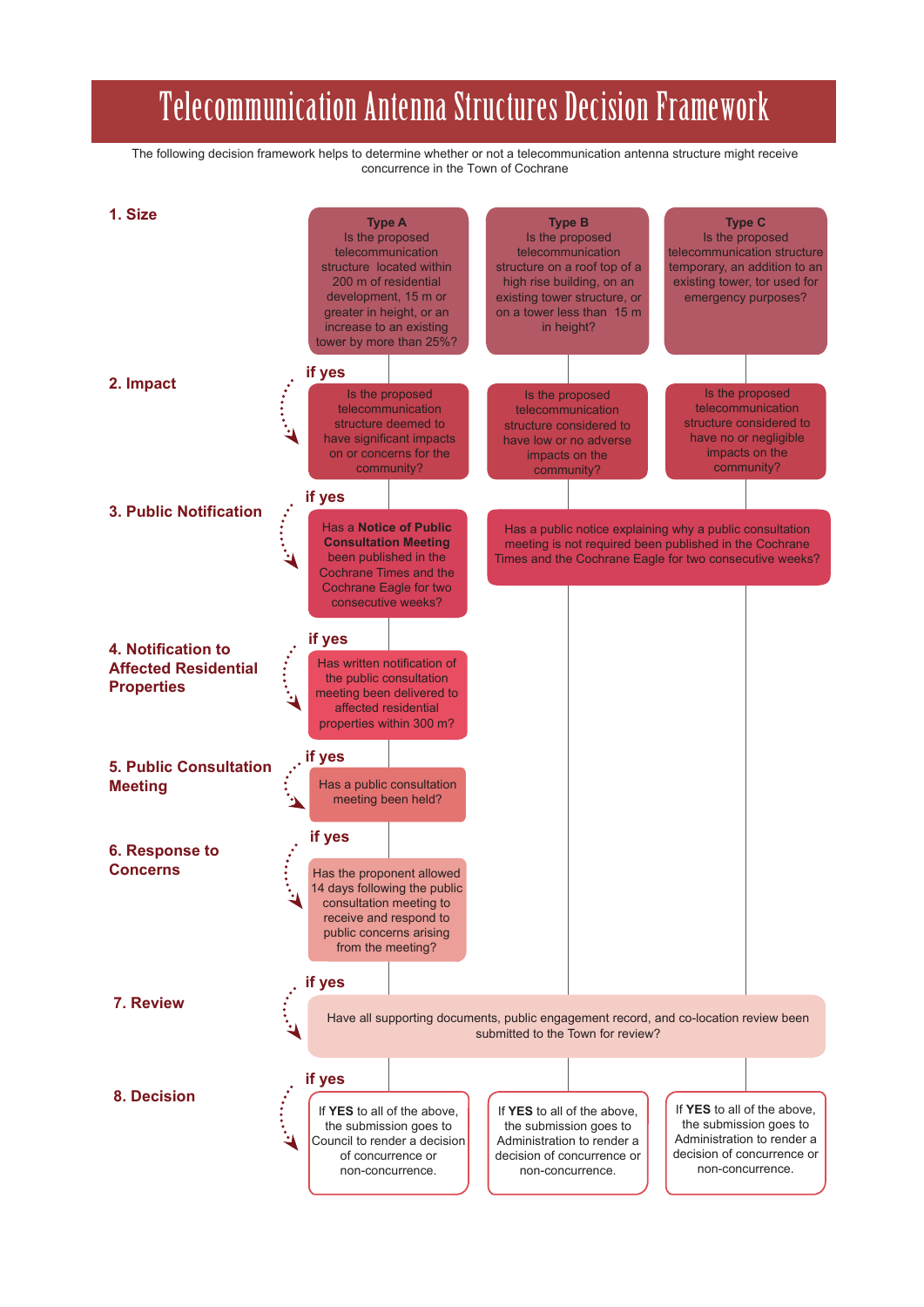# Telecommunication Antenna Structures Decision Framework

The following decision framework helps to determine whether or not a telecommunication antenna structure might receive concurrence in the Town of Cochrane

## 1. Size

**Type A**
Is the proposed telecommunication structure located within 200 m of residential development, 15 m or greater in height, or an increase to an existing tower by more than 25%?

**Type B**
Is the proposed telecommunication structure on a roof top of a high rise building, on an existing tower structure, or on a tower less than 15 m in height?

**Type C**
Is the proposed telecommunication structure temporary, an addition to an existing tower, tor used for emergency purposes?

**if yes**

## 2. Impact

- Type A: Is the proposed telecommunication structure deemed to have significant impacts on or concerns for the community?
- Type B: Is the proposed telecommunication structure considered to have low or no adverse impacts on the community?
- Type C: Is the proposed telecommunication structure considered to have no or negligible impacts on the community?

**if yes**

## 3. Public Notification

- Type A: Has a **Notice of Public Consultation Meeting** been published in the Cochrane Times and the Cochrane Eagle for two consecutive weeks?
- Types B and C: Has a public notice explaining why a public consultation meeting is not required been published in the Cochrane Times and the Cochrane Eagle for two consecutive weeks?

**if yes**

## 4. Notification to Affected Residential Properties

Has written notification of the public consultation meeting been delivered to affected residential properties within 300 m?

**if yes**

## 5. Public Consultation Meeting

Has a public consultation meeting been held?

**if yes**

## 6. Response to Concerns

Has the proponent allowed 14 days following the public consultation meeting to receive and respond to public concerns arising from the meeting?

**if yes**

## 7. Review

Have all supporting documents, public engagement record, and co-location review been submitted to the Town for review?

**if yes**

## 8. Decision

- Type A: If **YES** to all of the above, the submission goes to Council to render a decision of concurrence or non-concurrence.
- Type B: If **YES** to all of the above, the submission goes to Administration to render a decision of concurrence or non-concurrence.
- Type C: If **YES** to all of the above, the submission goes to Administration to render a decision of concurrence or non-concurrence.